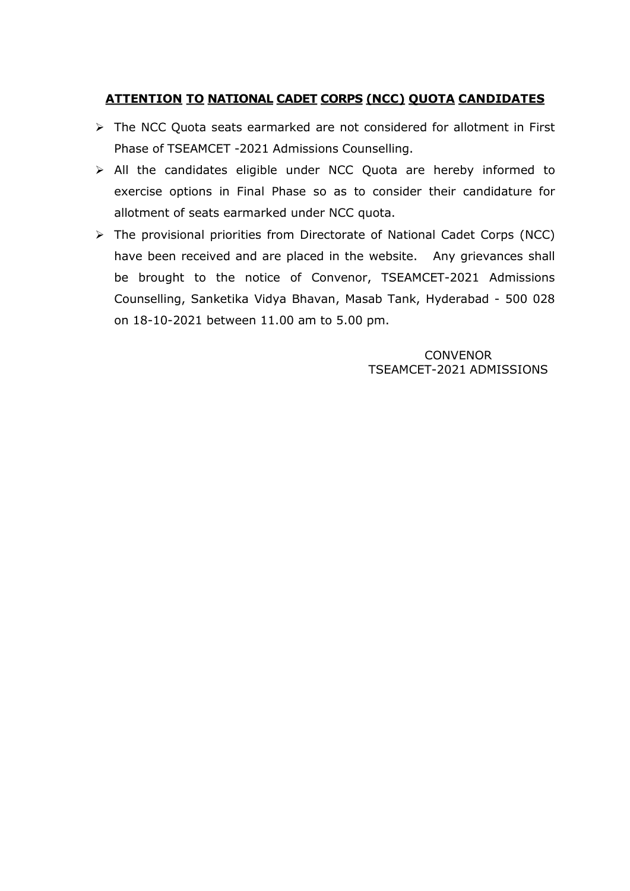## **ATTENTION TO NATIONAL CADET CORPS (NCC) QUOTA CANDIDATES**

- The NCC Quota seats earmarked are not considered for allotment in First Phase of TSEAMCET -2021 Admissions Counselling.
- All the candidates eligible under NCC Quota are hereby informed to exercise options in Final Phase so as to consider their candidature for allotment of seats earmarked under NCC quota.
- The provisional priorities from Directorate of National Cadet Corps (NCC) have been received and are placed in the website. Any grievances shall be brought to the notice of Convenor, TSEAMCET-2021 Admissions Counselling, Sanketika Vidya Bhavan, Masab Tank, Hyderabad - 500 028 on 18-10-2021 between 11.00 am to 5.00 pm.

CONVENOR
TSEAMCET-2021 ADMISSIONS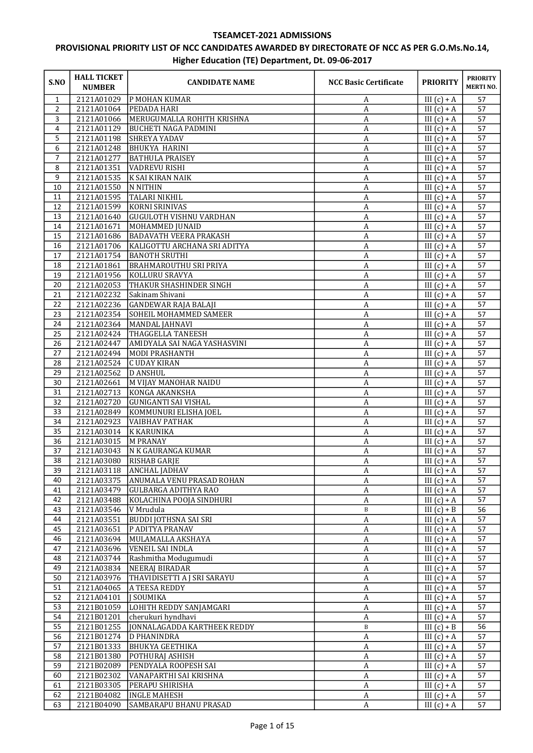# TSEAMCET-2021 ADMISSIONS

## PROVISIONAL PRIORITY LIST OF NCC CANDIDATES AWARDED BY DIRECTORATE OF NCC AS PER G.O.Ms.No.14, Higher Education (TE) Department, Dt. 09-06-2017

| S.NO | HALL TICKET NUMBER | CANDIDATE NAME | NCC Basic Certificate | PRIORITY | PRIORITY MERTI NO. |
|---|---|---|---|---|---|
| 1 | 2121A01029 | P MOHAN KUMAR | A | III (c) + A | 57 |
| 2 | 2121A01064 | PEDADA HARI | A | III (c) + A | 57 |
| 3 | 2121A01066 | MERUGUMALLA ROHITH KRISHNA | A | III (c) + A | 57 |
| 4 | 2121A01129 | BUCHETI NAGA PADMINI | A | III (c) + A | 57 |
| 5 | 2121A01198 | SHREYA YADAV | A | III (c) + A | 57 |
| 6 | 2121A01248 | BHUKYA HARINI | A | III (c) + A | 57 |
| 7 | 2121A01277 | BATHULA PRAISEY | A | III (c) + A | 57 |
| 8 | 2121A01351 | VADREVU RISHI | A | III (c) + A | 57 |
| 9 | 2121A01535 | K SAI KIRAN NAIK | A | III (c) + A | 57 |
| 10 | 2121A01550 | N NITHIN | A | III (c) + A | 57 |
| 11 | 2121A01595 | TALARI NIKHIL | A | III (c) + A | 57 |
| 12 | 2121A01599 | KORNI SRINIVAS | A | III (c) + A | 57 |
| 13 | 2121A01640 | GUGULOTH VISHNU VARDHAN | A | III (c) + A | 57 |
| 14 | 2121A01671 | MOHAMMED JUNAID | A | III (c) + A | 57 |
| 15 | 2121A01686 | BADAVATH VEERA PRAKASH | A | III (c) + A | 57 |
| 16 | 2121A01706 | KALIGOTTU ARCHANA SRI ADITYA | A | III (c) + A | 57 |
| 17 | 2121A01754 | BANOTH SRUTHI | A | III (c) + A | 57 |
| 18 | 2121A01861 | BRAHMAROUTHU SRI PRIYA | A | III (c) + A | 57 |
| 19 | 2121A01956 | KOLLURU SRAVYA | A | III (c) + A | 57 |
| 20 | 2121A02053 | THAKUR SHASHINDER SINGH | A | III (c) + A | 57 |
| 21 | 2121A02232 | Sakinam Shivani | A | III (c) + A | 57 |
| 22 | 2121A02236 | GANDEWAR RAJA BALAJI | A | III (c) + A | 57 |
| 23 | 2121A02354 | SOHEIL MOHAMMED SAMEER | A | III (c) + A | 57 |
| 24 | 2121A02364 | MANDAL JAHNAVI | A | III (c) + A | 57 |
| 25 | 2121A02424 | THAGGELLA TANEESH | A | III (c) + A | 57 |
| 26 | 2121A02447 | AMIDYALA SAI NAGA YASHASVINI | A | III (c) + A | 57 |
| 27 | 2121A02494 | MODI PRASHANTH | A | III (c) + A | 57 |
| 28 | 2121A02524 | C UDAY KIRAN | A | III (c) + A | 57 |
| 29 | 2121A02562 | D ANSHUL | A | III (c) + A | 57 |
| 30 | 2121A02661 | M VIJAY MANOHAR NAIDU | A | III (c) + A | 57 |
| 31 | 2121A02713 | KONGA AKANKSHA | A | III (c) + A | 57 |
| 32 | 2121A02720 | GUNIGANTI SAI VISHAL | A | III (c) + A | 57 |
| 33 | 2121A02849 | KOMMUNURI ELISHA JOEL | A | III (c) + A | 57 |
| 34 | 2121A02923 | VAIBHAV PATHAK | A | III (c) + A | 57 |
| 35 | 2121A03014 | K KARUNIKA | A | III (c) + A | 57 |
| 36 | 2121A03015 | M PRANAY | A | III (c) + A | 57 |
| 37 | 2121A03043 | N K GAURANGA KUMAR | A | III (c) + A | 57 |
| 38 | 2121A03080 | RISHAB GARJE | A | III (c) + A | 57 |
| 39 | 2121A03118 | ANCHAL JADHAV | A | III (c) + A | 57 |
| 40 | 2121A03375 | ANUMALA VENU PRASAD ROHAN | A | III (c) + A | 57 |
| 41 | 2121A03479 | GULBARGA ADITHYA RAO | A | III (c) + A | 57 |
| 42 | 2121A03488 | KOLACHINA POOJA SINDHURI | A | III (c) + A | 57 |
| 43 | 2121A03546 | V Mrudula | B | III (c) + B | 56 |
| 44 | 2121A03551 | BUDDI JOTHSNA SAI SRI | A | III (c) + A | 57 |
| 45 | 2121A03651 | P ADITYA PRANAV | A | III (c) + A | 57 |
| 46 | 2121A03694 | MULAMALLA AKSHAYA | A | III (c) + A | 57 |
| 47 | 2121A03696 | VENEIL SAI INDLA | A | III (c) + A | 57 |
| 48 | 2121A03744 | Rashmitha Modugumudi | A | III (c) + A | 57 |
| 49 | 2121A03834 | NEERAJ BIRADAR | A | III (c) + A | 57 |
| 50 | 2121A03976 | THAVIDISETTI A J SRI SARAYU | A | III (c) + A | 57 |
| 51 | 2121A04065 | A TEESA REDDY | A | III (c) + A | 57 |
| 52 | 2121A04101 | J SOUMIKA | A | III (c) + A | 57 |
| 53 | 2121B01059 | LOHITH REDDY SANJAMGARI | A | III (c) + A | 57 |
| 54 | 2121B01201 | cherukuri hyndhavi | A | III (c) + A | 57 |
| 55 | 2121B01255 | JONNALAGADDA KARTHEEK REDDY | B | III (c) + B | 56 |
| 56 | 2121B01274 | D PHANINDRA | A | III (c) + A | 57 |
| 57 | 2121B01333 | BHUKYA GEETHIKA | A | III (c) + A | 57 |
| 58 | 2121B01380 | POTHURAJ ASHISH | A | III (c) + A | 57 |
| 59 | 2121B02089 | PENDYALA ROOPESH SAI | A | III (c) + A | 57 |
| 60 | 2121B02302 | VANAPARTHI SAI KRISHNA | A | III (c) + A | 57 |
| 61 | 2121B03305 | PERAPU SHIRISHA | A | III (c) + A | 57 |
| 62 | 2121B04082 | INGLE MAHESH | A | III (c) + A | 57 |
| 63 | 2121B04090 | SAMBARAPU BHANU PRASAD | A | III (c) + A | 57 |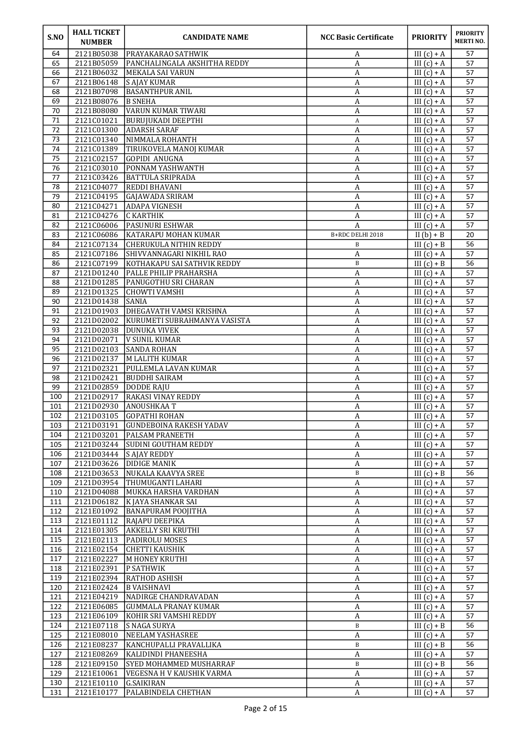| S.NO | HALL TICKET NUMBER | CANDIDATE NAME | NCC Basic Certificate | PRIORITY | PRIORITY MERTI NO. |
|---|---|---|---|---|---|
| 64 | 2121B05038 | PRAYAKARAO SATHWIK | A | III (c) + A | 57 |
| 65 | 2121B05059 | PANCHALINGALA AKSHITHA REDDY | A | III (c) + A | 57 |
| 66 | 2121B06032 | MEKALA SAI VARUN | A | III (c) + A | 57 |
| 67 | 2121B06148 | S AJAY KUMAR | A | III (c) + A | 57 |
| 68 | 2121B07098 | BASANTHPUR ANIL | A | III (c) + A | 57 |
| 69 | 2121B08076 | B SNEHA | A | III (c) + A | 57 |
| 70 | 2121B08080 | VARUN KUMAR TIWARI | A | III (c) + A | 57 |
| 71 | 2121C01021 | BURUJUKADI DEEPTHI | A | III (c) + A | 57 |
| 72 | 2121C01300 | ADARSH SARAF | A | III (c) + A | 57 |
| 73 | 2121C01340 | NIMMALA ROHANTH | A | III (c) + A | 57 |
| 74 | 2121C01389 | TIRUKOVELA MANOJ KUMAR | A | III (c) + A | 57 |
| 75 | 2121C02157 | GOPIDI ANUGNA | A | III (c) + A | 57 |
| 76 | 2121C03010 | PONNAM YASHWANTH | A | III (c) + A | 57 |
| 77 | 2121C03426 | BATTULA SRIPRADA | A | III (c) + A | 57 |
| 78 | 2121C04077 | REDDI BHAVANI | A | III (c) + A | 57 |
| 79 | 2121C04195 | GAJAWADA SRIRAM | A | III (c) + A | 57 |
| 80 | 2121C04271 | ADAPA VIGNESH | A | III (c) + A | 57 |
| 81 | 2121C04276 | C KARTHIK | A | III (c) + A | 57 |
| 82 | 2121C06006 | PASUNURI ESHWAR | A | III (c) + A | 57 |
| 83 | 2121C06086 | KATARAPU MOHAN KUMAR | B+RDC DELHI 2018 | II (b) + B | 20 |
| 84 | 2121C07134 | CHERUKULA NITHIN REDDY | B | III (c) + B | 56 |
| 85 | 2121C07186 | SHIVVANNAGARI NIKHIL RAO | A | III (c) + A | 57 |
| 86 | 2121C07199 | KOTHAKAPU SAI SATHVIK REDDY | B | III (c) + B | 56 |
| 87 | 2121D01240 | PALLE PHILIP PRAHARSHA | A | III (c) + A | 57 |
| 88 | 2121D01285 | PANUGOTHU SRI CHARAN | A | III (c) + A | 57 |
| 89 | 2121D01325 | CHOWTI VAMSHI | A | III (c) + A | 57 |
| 90 | 2121D01438 | SANIA | A | III (c) + A | 57 |
| 91 | 2121D01903 | DHEGAVATH VAMSI KRISHNA | A | III (c) + A | 57 |
| 92 | 2121D02002 | KURUMETI SUBRAHMANYA VASISTA | A | III (c) + A | 57 |
| 93 | 2121D02038 | DUNUKA VIVEK | A | III (c) + A | 57 |
| 94 | 2121D02071 | V SUNIL KUMAR | A | III (c) + A | 57 |
| 95 | 2121D02103 | SANDA ROHAN | A | III (c) + A | 57 |
| 96 | 2121D02137 | M LALITH KUMAR | A | III (c) + A | 57 |
| 97 | 2121D02321 | PULLEMLA LAVAN KUMAR | A | III (c) + A | 57 |
| 98 | 2121D02421 | BUDDHI SAIRAM | A | III (c) + A | 57 |
| 99 | 2121D02859 | DODDE RAJU | A | III (c) + A | 57 |
| 100 | 2121D02917 | RAKASI VINAY REDDY | A | III (c) + A | 57 |
| 101 | 2121D02930 | ANOUSHKAA T | A | III (c) + A | 57 |
| 102 | 2121D03105 | GOPATHI ROHAN | A | III (c) + A | 57 |
| 103 | 2121D03191 | GUNDEBOINA RAKESH YADAV | A | III (c) + A | 57 |
| 104 | 2121D03201 | PALSAM PRANEETH | A | III (c) + A | 57 |
| 105 | 2121D03244 | SUDINI GOUTHAM REDDY | A | III (c) + A | 57 |
| 106 | 2121D03444 | S AJAY REDDY | A | III (c) + A | 57 |
| 107 | 2121D03626 | DIDIGE MANIK | A | III (c) + A | 57 |
| 108 | 2121D03653 | NUKALA KAAVYA SREE | B | III (c) + B | 56 |
| 109 | 2121D03954 | THUMUGANTI LAHARI | A | III (c) + A | 57 |
| 110 | 2121D04088 | MUKKA HARSHA VARDHAN | A | III (c) + A | 57 |
| 111 | 2121D06182 | K JAYA SHANKAR SAI | A | III (c) + A | 57 |
| 112 | 2121E01092 | BANAPURAM POOJITHA | A | III (c) + A | 57 |
| 113 | 2121E01112 | RAJAPU DEEPIKA | A | III (c) + A | 57 |
| 114 | 2121E01305 | AKKELLY SRI KRUTHI | A | III (c) + A | 57 |
| 115 | 2121E02113 | PADIROLU MOSES | A | III (c) + A | 57 |
| 116 | 2121E02154 | CHETTI KAUSHIK | A | III (c) + A | 57 |
| 117 | 2121E02227 | M HONEY KRUTHI | A | III (c) + A | 57 |
| 118 | 2121E02391 | P SATHWIK | A | III (c) + A | 57 |
| 119 | 2121E02394 | RATHOD ASHISH | A | III (c) + A | 57 |
| 120 | 2121E02424 | B VAISHNAVI | A | III (c) + A | 57 |
| 121 | 2121E04219 | NADIRGE CHANDRAVADAN | A | III (c) + A | 57 |
| 122 | 2121E06085 | GUMMALA PRANAY KUMAR | A | III (c) + A | 57 |
| 123 | 2121E06109 | KOHIR SRI VAMSHI REDDY | A | III (c) + A | 57 |
| 124 | 2121E07118 | S NAGA SURYA | B | III (c) + B | 56 |
| 125 | 2121E08010 | NEELAM YASHASREE | A | III (c) + A | 57 |
| 126 | 2121E08237 | KANCHUPALLI PRAVALLIKA | B | III (c) + B | 56 |
| 127 | 2121E08269 | KALIDINDI PHANEESHA | A | III (c) + A | 57 |
| 128 | 2121E09150 | SYED MOHAMMED MUSHARRAF | B | III (c) + B | 56 |
| 129 | 2121E10061 | VEGESNA H V KAUSHIK VARMA | A | III (c) + A | 57 |
| 130 | 2121E10110 | G.SAIKIRAN | A | III (c) + A | 57 |
| 131 | 2121E10177 | PALABINDELA CHETHAN | A | III (c) + A | 57 |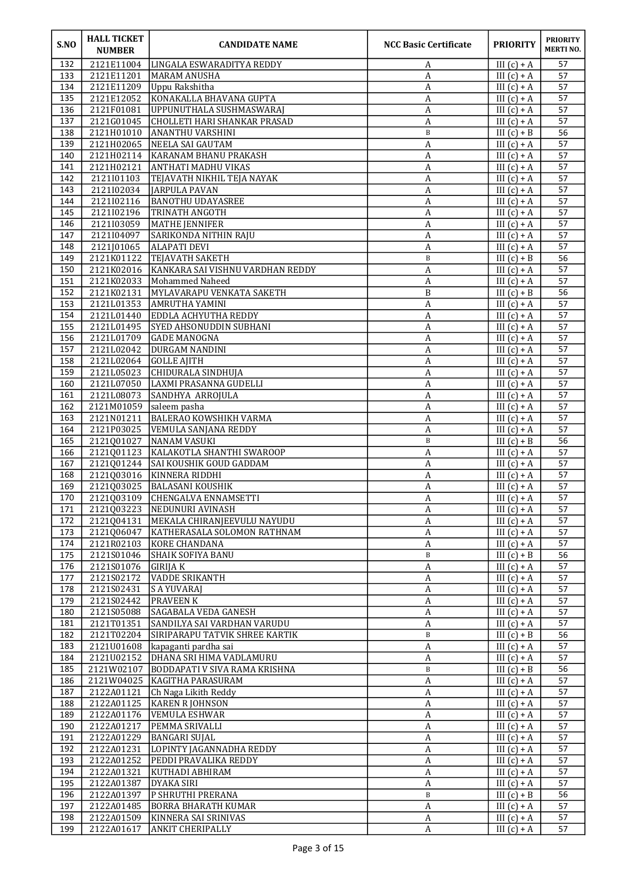| S.NO | HALL TICKET NUMBER | CANDIDATE NAME | NCC Basic Certificate | PRIORITY | PRIORITY MERTI NO. |
|---|---|---|---|---|---|
| 132 | 2121E11004 | LINGALA ESWARADITYA REDDY | A | III (c) + A | 57 |
| 133 | 2121E11201 | MARAM ANUSHA | A | III (c) + A | 57 |
| 134 | 2121E11209 | Uppu Rakshitha | A | III (c) + A | 57 |
| 135 | 2121E12052 | KONAKALLA BHAVANA GUPTA | A | III (c) + A | 57 |
| 136 | 2121F01081 | UPPUNUTHALA SUSHMASWARAJ | A | III (c) + A | 57 |
| 137 | 2121G01045 | CHOLLETI HARI SHANKAR PRASAD | A | III (c) + A | 57 |
| 138 | 2121H01010 | ANANTHU VARSHINI | B | III (c) + B | 56 |
| 139 | 2121H02065 | NEELA SAI GAUTAM | A | III (c) + A | 57 |
| 140 | 2121H02114 | KARANAM BHANU PRAKASH | A | III (c) + A | 57 |
| 141 | 2121H02121 | ANTHATI MADHU VIKAS | A | III (c) + A | 57 |
| 142 | 2121I01103 | TEJAVATH NIKHIL TEJA NAYAK | A | III (c) + A | 57 |
| 143 | 2121I02034 | JARPULA PAVAN | A | III (c) + A | 57 |
| 144 | 2121I02116 | BANOTHU UDAYASREE | A | III (c) + A | 57 |
| 145 | 2121I02196 | TRINATH ANGOTH | A | III (c) + A | 57 |
| 146 | 2121I03059 | MATHE JENNIFER | A | III (c) + A | 57 |
| 147 | 2121I04097 | SARIKONDA NITHIN RAJU | A | III (c) + A | 57 |
| 148 | 2121J01065 | ALAPATI DEVI | A | III (c) + A | 57 |
| 149 | 2121K01122 | TEJAVATH SAKETH | B | III (c) + B | 56 |
| 150 | 2121K02016 | KANKARA SAI VISHNU VARDHAN REDDY | A | III (c) + A | 57 |
| 151 | 2121K02033 | Mohammed Naheed | A | III (c) + A | 57 |
| 152 | 2121K02131 | MYLAVARAPU VENKATA SAKETH | B | III (c) + B | 56 |
| 153 | 2121L01353 | AMRUTHA YAMINI | A | III (c) + A | 57 |
| 154 | 2121L01440 | EDDLA ACHYUTHA REDDY | A | III (c) + A | 57 |
| 155 | 2121L01495 | SYED AHSONUDDIN SUBHANI | A | III (c) + A | 57 |
| 156 | 2121L01709 | GADE MANOGNA | A | III (c) + A | 57 |
| 157 | 2121L02042 | DURGAM NANDINI | A | III (c) + A | 57 |
| 158 | 2121L02064 | GOLLE AJITH | A | III (c) + A | 57 |
| 159 | 2121L05023 | CHIDURALA SINDHUJA | A | III (c) + A | 57 |
| 160 | 2121L07050 | LAXMI PRASANNA GUDELLI | A | III (c) + A | 57 |
| 161 | 2121L08073 | SANDHYA ARROJULA | A | III (c) + A | 57 |
| 162 | 2121M01059 | saleem pasha | A | III (c) + A | 57 |
| 163 | 2121N01211 | BALERAO KOWSHIKH VARMA | A | III (c) + A | 57 |
| 164 | 2121P03025 | VEMULA SANJANA REDDY | A | III (c) + A | 57 |
| 165 | 2121Q01027 | NANAM VASUKI | B | III (c) + B | 56 |
| 166 | 2121Q01123 | KALAKOTLA SHANTHI SWAROOP | A | III (c) + A | 57 |
| 167 | 2121Q01244 | SAI KOUSHIK GOUD GADDAM | A | III (c) + A | 57 |
| 168 | 2121Q03016 | KINNERA RIDDHI | A | III (c) + A | 57 |
| 169 | 2121Q03025 | BALASANI KOUSHIK | A | III (c) + A | 57 |
| 170 | 2121Q03109 | CHENGALVA ENNAMSETTI | A | III (c) + A | 57 |
| 171 | 2121Q03223 | NEDUNURI AVINASH | A | III (c) + A | 57 |
| 172 | 2121Q04131 | MEKALA CHIRANJEEVULU NAYUDU | A | III (c) + A | 57 |
| 173 | 2121Q06047 | KATHERASALA SOLOMON RATHNAM | A | III (c) + A | 57 |
| 174 | 2121R02103 | KORE CHANDANA | A | III (c) + A | 57 |
| 175 | 2121S01046 | SHAIK SOFIYA BANU | B | III (c) + B | 56 |
| 176 | 2121S01076 | GIRIJA K | A | III (c) + A | 57 |
| 177 | 2121S02172 | VADDE SRIKANTH | A | III (c) + A | 57 |
| 178 | 2121S02431 | S A YUVARAJ | A | III (c) + A | 57 |
| 179 | 2121S02442 | PRAVEEN K | A | III (c) + A | 57 |
| 180 | 2121S05088 | SAGABALA VEDA GANESH | A | III (c) + A | 57 |
| 181 | 2121T01351 | SANDILYA SAI VARDHAN VARUDU | A | III (c) + A | 57 |
| 182 | 2121T02204 | SIRIPARAPU TATVIK SHREE KARTIK | B | III (c) + B | 56 |
| 183 | 2121U01608 | kapaganti pardha sai | A | III (c) + A | 57 |
| 184 | 2121U02152 | DHANA SRI HIMA VADLAMURU | A | III (c) + A | 57 |
| 185 | 2121W02107 | BODDAPATI V SIVA RAMA KRISHNA | B | III (c) + B | 56 |
| 186 | 2121W04025 | KAGITHA PARASURAM | A | III (c) + A | 57 |
| 187 | 2122A01121 | Ch Naga Likith Reddy | A | III (c) + A | 57 |
| 188 | 2122A01125 | KAREN R JOHNSON | A | III (c) + A | 57 |
| 189 | 2122A01176 | VEMULA ESHWAR | A | III (c) + A | 57 |
| 190 | 2122A01217 | PEMMA SRIVALLI | A | III (c) + A | 57 |
| 191 | 2122A01229 | BANGARI SUJAL | A | III (c) + A | 57 |
| 192 | 2122A01231 | LOPINTY JAGANNADHA REDDY | A | III (c) + A | 57 |
| 193 | 2122A01252 | PEDDI PRAVALIKA REDDY | A | III (c) + A | 57 |
| 194 | 2122A01321 | KUTHADI ABHIRAM | A | III (c) + A | 57 |
| 195 | 2122A01387 | DYAKA SIRI | A | III (c) + A | 57 |
| 196 | 2122A01397 | P SHRUTHI PRERANA | B | III (c) + B | 56 |
| 197 | 2122A01485 | BORRA BHARATH KUMAR | A | III (c) + A | 57 |
| 198 | 2122A01509 | KINNERA SAI SRINIVAS | A | III (c) + A | 57 |
| 199 | 2122A01617 | ANKIT CHERIPALLY | A | III (c) + A | 57 |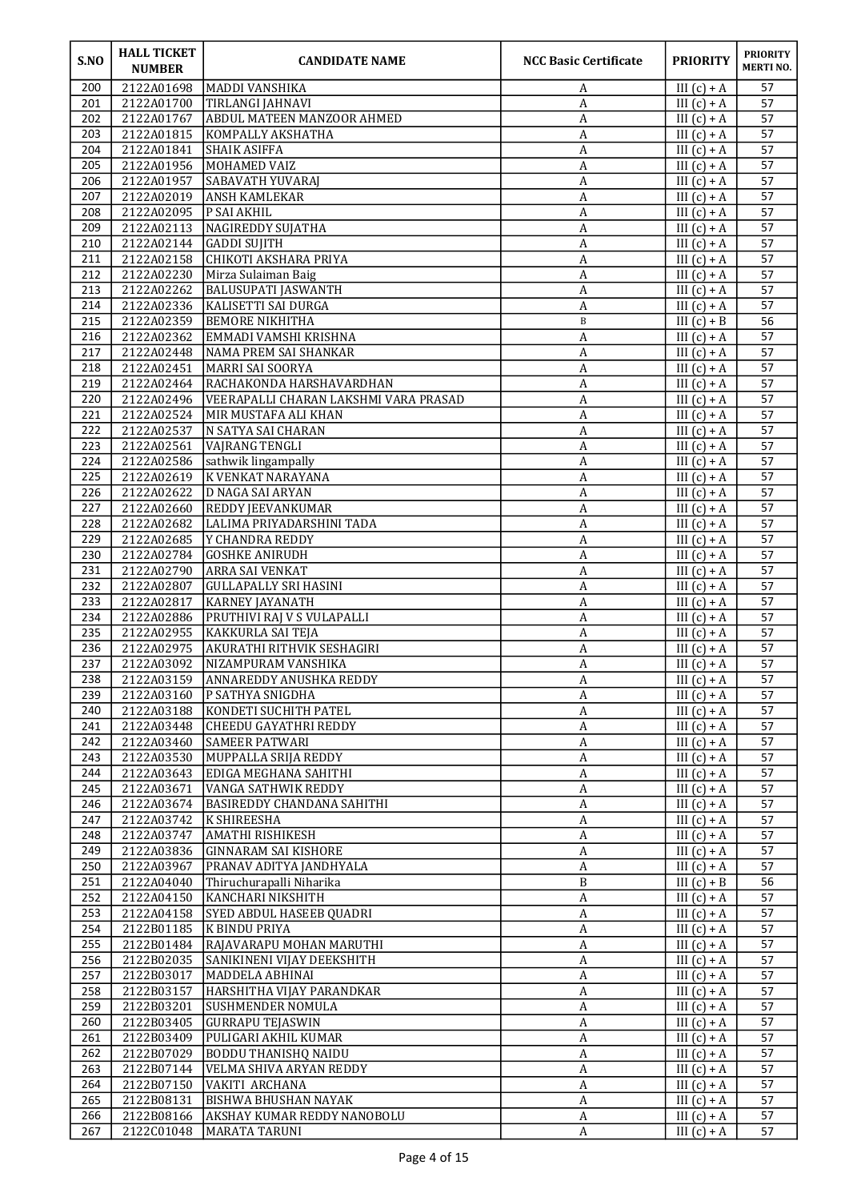| S.NO | HALL TICKET NUMBER | CANDIDATE NAME | NCC Basic Certificate | PRIORITY | PRIORITY MERTI NO. |
|---|---|---|---|---|---|
| 200 | 2122A01698 | MADDI VANSHIKA | A | III (c) + A | 57 |
| 201 | 2122A01700 | TIRLANGI JAHNAVI | A | III (c) + A | 57 |
| 202 | 2122A01767 | ABDUL MATEEN MANZOOR AHMED | A | III (c) + A | 57 |
| 203 | 2122A01815 | KOMPALLY AKSHATHA | A | III (c) + A | 57 |
| 204 | 2122A01841 | SHAIK ASIFFA | A | III (c) + A | 57 |
| 205 | 2122A01956 | MOHAMED VAIZ | A | III (c) + A | 57 |
| 206 | 2122A01957 | SABAVATH YUVARAJ | A | III (c) + A | 57 |
| 207 | 2122A02019 | ANSH KAMLEKAR | A | III (c) + A | 57 |
| 208 | 2122A02095 | P SAI AKHIL | A | III (c) + A | 57 |
| 209 | 2122A02113 | NAGIREDDY SUJATHA | A | III (c) + A | 57 |
| 210 | 2122A02144 | GADDI SUJITH | A | III (c) + A | 57 |
| 211 | 2122A02158 | CHIKOTI AKSHARA PRIYA | A | III (c) + A | 57 |
| 212 | 2122A02230 | Mirza Sulaiman Baig | A | III (c) + A | 57 |
| 213 | 2122A02262 | BALUSUPATI JASWANTH | A | III (c) + A | 57 |
| 214 | 2122A02336 | KALISETTI SAI DURGA | A | III (c) + A | 57 |
| 215 | 2122A02359 | BEMORE NIKHITHA | B | III (c) + B | 56 |
| 216 | 2122A02362 | EMMADI VAMSHI KRISHNA | A | III (c) + A | 57 |
| 217 | 2122A02448 | NAMA PREM SAI SHANKAR | A | III (c) + A | 57 |
| 218 | 2122A02451 | MARRI SAI SOORYA | A | III (c) + A | 57 |
| 219 | 2122A02464 | RACHAKONDA HARSHAVARDHAN | A | III (c) + A | 57 |
| 220 | 2122A02496 | VEERAPALLI CHARAN LAKSHMI VARA PRASAD | A | III (c) + A | 57 |
| 221 | 2122A02524 | MIR MUSTAFA ALI KHAN | A | III (c) + A | 57 |
| 222 | 2122A02537 | N SATYA SAI CHARAN | A | III (c) + A | 57 |
| 223 | 2122A02561 | VAJRANG TENGLI | A | III (c) + A | 57 |
| 224 | 2122A02586 | sathwik lingampally | A | III (c) + A | 57 |
| 225 | 2122A02619 | K VENKAT NARAYANA | A | III (c) + A | 57 |
| 226 | 2122A02622 | D NAGA SAI ARYAN | A | III (c) + A | 57 |
| 227 | 2122A02660 | REDDY JEEVANKUMAR | A | III (c) + A | 57 |
| 228 | 2122A02682 | LALIMA PRIYADARSHINI TADA | A | III (c) + A | 57 |
| 229 | 2122A02685 | Y CHANDRA REDDY | A | III (c) + A | 57 |
| 230 | 2122A02784 | GOSHKE ANIRUDH | A | III (c) + A | 57 |
| 231 | 2122A02790 | ARRA SAI VENKAT | A | III (c) + A | 57 |
| 232 | 2122A02807 | GULLAPALLY SRI HASINI | A | III (c) + A | 57 |
| 233 | 2122A02817 | KARNEY JAYANATH | A | III (c) + A | 57 |
| 234 | 2122A02886 | PRUTHIVI RAJ V S VULAPALLI | A | III (c) + A | 57 |
| 235 | 2122A02955 | KAKKURLA SAI TEJA | A | III (c) + A | 57 |
| 236 | 2122A02975 | AKURATHI RITHVIK SESHAGIRI | A | III (c) + A | 57 |
| 237 | 2122A03092 | NIZAMPURAM VANSHIKA | A | III (c) + A | 57 |
| 238 | 2122A03159 | ANNAREDDY ANUSHKA REDDY | A | III (c) + A | 57 |
| 239 | 2122A03160 | P SATHYA SNIGDHA | A | III (c) + A | 57 |
| 240 | 2122A03188 | KONDETI SUCHITH PATEL | A | III (c) + A | 57 |
| 241 | 2122A03448 | CHEEDU GAYATHRI REDDY | A | III (c) + A | 57 |
| 242 | 2122A03460 | SAMEER PATWARI | A | III (c) + A | 57 |
| 243 | 2122A03530 | MUPPALLA SRIJA REDDY | A | III (c) + A | 57 |
| 244 | 2122A03643 | EDIGA MEGHANA SAHITHI | A | III (c) + A | 57 |
| 245 | 2122A03671 | VANGA SATHWIK REDDY | A | III (c) + A | 57 |
| 246 | 2122A03674 | BASIREDDY CHANDANA SAHITHI | A | III (c) + A | 57 |
| 247 | 2122A03742 | K SHIREESHA | A | III (c) + A | 57 |
| 248 | 2122A03747 | AMATHI RISHIKESH | A | III (c) + A | 57 |
| 249 | 2122A03836 | GINNARAM SAI KISHORE | A | III (c) + A | 57 |
| 250 | 2122A03967 | PRANAV ADITYA JANDHYALA | A | III (c) + A | 57 |
| 251 | 2122A04040 | Thiruchurapalli Niharika | B | III (c) + B | 56 |
| 252 | 2122A04150 | KANCHARI NIKSHITH | A | III (c) + A | 57 |
| 253 | 2122A04158 | SYED ABDUL HASEEB QUADRI | A | III (c) + A | 57 |
| 254 | 2122B01185 | K BINDU PRIYA | A | III (c) + A | 57 |
| 255 | 2122B01484 | RAJAVARAPU MOHAN MARUTHI | A | III (c) + A | 57 |
| 256 | 2122B02035 | SANIKINENI VIJAY DEEKSHITH | A | III (c) + A | 57 |
| 257 | 2122B03017 | MADDELA ABHINAI | A | III (c) + A | 57 |
| 258 | 2122B03157 | HARSHITHA VIJAY PARANDKAR | A | III (c) + A | 57 |
| 259 | 2122B03201 | SUSHMENDER NOMULA | A | III (c) + A | 57 |
| 260 | 2122B03405 | GURRAPU TEJASWIN | A | III (c) + A | 57 |
| 261 | 2122B03409 | PULIGARI AKHIL KUMAR | A | III (c) + A | 57 |
| 262 | 2122B07029 | BODDU THANISHQ NAIDU | A | III (c) + A | 57 |
| 263 | 2122B07144 | VELMA SHIVA ARYAN REDDY | A | III (c) + A | 57 |
| 264 | 2122B07150 | VAKITI ARCHANA | A | III (c) + A | 57 |
| 265 | 2122B08131 | BISHWA BHUSHAN NAYAK | A | III (c) + A | 57 |
| 266 | 2122B08166 | AKSHAY KUMAR REDDY NANOBOLU | A | III (c) + A | 57 |
| 267 | 2122C01048 | MARATA TARUNI | A | III (c) + A | 57 |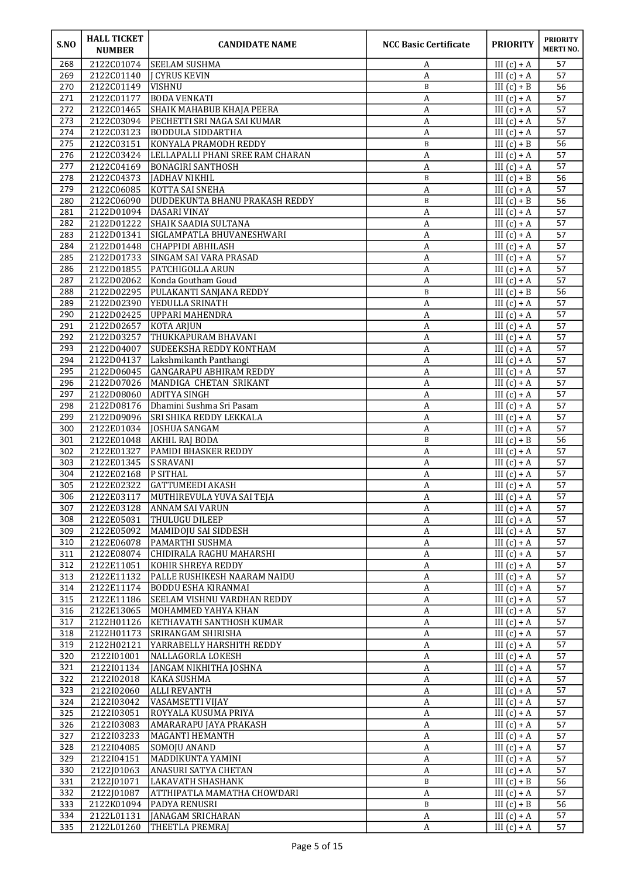| S.NO | HALL TICKET NUMBER | CANDIDATE NAME | NCC Basic Certificate | PRIORITY | PRIORITY MERTI NO. |
|---|---|---|---|---|---|
| 268 | 2122C01074 | SEELAM SUSHMA | A | III (c) + A | 57 |
| 269 | 2122C01140 | J CYRUS KEVIN | A | III (c) + A | 57 |
| 270 | 2122C01149 | VISHNU | B | III (c) + B | 56 |
| 271 | 2122C01177 | BODA VENKATI | A | III (c) + A | 57 |
| 272 | 2122C01465 | SHAIK MAHABUB KHAJA PEERA | A | III (c) + A | 57 |
| 273 | 2122C03094 | PECHETTI SRI NAGA SAI KUMAR | A | III (c) + A | 57 |
| 274 | 2122C03123 | BODDULA SIDDARTHA | A | III (c) + A | 57 |
| 275 | 2122C03151 | KONYALA PRAMODH REDDY | B | III (c) + B | 56 |
| 276 | 2122C03424 | LELLAPALLI PHANI SREE RAM CHARAN | A | III (c) + A | 57 |
| 277 | 2122C04169 | BONAGIRI SANTHOSH | A | III (c) + A | 57 |
| 278 | 2122C04373 | JADHAV NIKHIL | B | III (c) + B | 56 |
| 279 | 2122C06085 | KOTTA SAI SNEHA | A | III (c) + A | 57 |
| 280 | 2122C06090 | DUDDEKUNTA BHANU PRAKASH REDDY | B | III (c) + B | 56 |
| 281 | 2122D01094 | DASARI VINAY | A | III (c) + A | 57 |
| 282 | 2122D01222 | SHAIK SAADIA SULTANA | A | III (c) + A | 57 |
| 283 | 2122D01341 | SIGLAMPATLA BHUVANESHWARI | A | III (c) + A | 57 |
| 284 | 2122D01448 | CHAPPIDI ABHILASH | A | III (c) + A | 57 |
| 285 | 2122D01733 | SINGAM SAI VARA PRASAD | A | III (c) + A | 57 |
| 286 | 2122D01855 | PATCHIGOLLA ARUN | A | III (c) + A | 57 |
| 287 | 2122D02062 | Konda Goutham Goud | A | III (c) + A | 57 |
| 288 | 2122D02295 | PULAKANTI SANJANA REDDY | B | III (c) + B | 56 |
| 289 | 2122D02390 | YEDULLA SRINATH | A | III (c) + A | 57 |
| 290 | 2122D02425 | UPPARI MAHENDRA | A | III (c) + A | 57 |
| 291 | 2122D02657 | KOTA ARJUN | A | III (c) + A | 57 |
| 292 | 2122D03257 | THUKKAPURAM BHAVANI | A | III (c) + A | 57 |
| 293 | 2122D04007 | SUDEEKSHA REDDY KONTHAM | A | III (c) + A | 57 |
| 294 | 2122D04137 | Lakshmikanth Panthangi | A | III (c) + A | 57 |
| 295 | 2122D06045 | GANGARAPU ABHIRAM REDDY | A | III (c) + A | 57 |
| 296 | 2122D07026 | MANDIGA CHETAN SRIKANT | A | III (c) + A | 57 |
| 297 | 2122D08060 | ADITYA SINGH | A | III (c) + A | 57 |
| 298 | 2122D08176 | Dhamini Sushma Sri Pasam | A | III (c) + A | 57 |
| 299 | 2122D09096 | SRI SHIKA REDDY LEKKALA | A | III (c) + A | 57 |
| 300 | 2122E01034 | JOSHUA SANGAM | A | III (c) + A | 57 |
| 301 | 2122E01048 | AKHIL RAJ BODA | B | III (c) + B | 56 |
| 302 | 2122E01327 | PAMIDI BHASKER REDDY | A | III (c) + A | 57 |
| 303 | 2122E01345 | S SRAVANI | A | III (c) + A | 57 |
| 304 | 2122E02168 | P SITHAL | A | III (c) + A | 57 |
| 305 | 2122E02322 | GATTUMEEDI AKASH | A | III (c) + A | 57 |
| 306 | 2122E03117 | MUTHIREVULA YUVA SAI TEJA | A | III (c) + A | 57 |
| 307 | 2122E03128 | ANNAM SAI VARUN | A | III (c) + A | 57 |
| 308 | 2122E05031 | THULUGU DILEEP | A | III (c) + A | 57 |
| 309 | 2122E05092 | MAMIDOJU SAI SIDDESH | A | III (c) + A | 57 |
| 310 | 2122E06078 | PAMARTHI SUSHMA | A | III (c) + A | 57 |
| 311 | 2122E08074 | CHIDIRALA RAGHU MAHARSHI | A | III (c) + A | 57 |
| 312 | 2122E11051 | KOHIR SHREYA REDDY | A | III (c) + A | 57 |
| 313 | 2122E11132 | PALLE RUSHIKESH NAARAM NAIDU | A | III (c) + A | 57 |
| 314 | 2122E11174 | BODDU ESHA KIRANMAI | A | III (c) + A | 57 |
| 315 | 2122E11186 | SEELAM VISHNU VARDHAN REDDY | A | III (c) + A | 57 |
| 316 | 2122E13065 | MOHAMMED YAHYA KHAN | A | III (c) + A | 57 |
| 317 | 2122H01126 | KETHAVATH SANTHOSH KUMAR | A | III (c) + A | 57 |
| 318 | 2122H01173 | SRIRANGAM SHIRISHA | A | III (c) + A | 57 |
| 319 | 2122H02121 | YARRABELLY HARSHITH REDDY | A | III (c) + A | 57 |
| 320 | 2122I01001 | NALLAGORLA LOKESH | A | III (c) + A | 57 |
| 321 | 2122I01134 | JANGAM NIKHITHA JOSHNA | A | III (c) + A | 57 |
| 322 | 2122I02018 | KAKA SUSHMA | A | III (c) + A | 57 |
| 323 | 2122I02060 | ALLI REVANTH | A | III (c) + A | 57 |
| 324 | 2122I03042 | VASAMSETTI VIJAY | A | III (c) + A | 57 |
| 325 | 2122I03051 | ROYYALA KUSUMA PRIYA | A | III (c) + A | 57 |
| 326 | 2122I03083 | AMARARAPU JAYA PRAKASH | A | III (c) + A | 57 |
| 327 | 2122I03233 | MAGANTI HEMANTH | A | III (c) + A | 57 |
| 328 | 2122I04085 | SOMOJU ANAND | A | III (c) + A | 57 |
| 329 | 2122I04151 | MADDIKUNTA YAMINI | A | III (c) + A | 57 |
| 330 | 2122J01063 | ANASURI SATYA CHETAN | A | III (c) + A | 57 |
| 331 | 2122J01071 | LAKAVATH SHASHANK | B | III (c) + B | 56 |
| 332 | 2122J01087 | ATTHIPATLA MAMATHA CHOWDARI | A | III (c) + A | 57 |
| 333 | 2122K01094 | PADYA RENUSRI | B | III (c) + B | 56 |
| 334 | 2122L01131 | JANAGAM SRICHARAN | A | III (c) + A | 57 |
| 335 | 2122L01260 | THEETLA PREMRAJ | A | III (c) + A | 57 |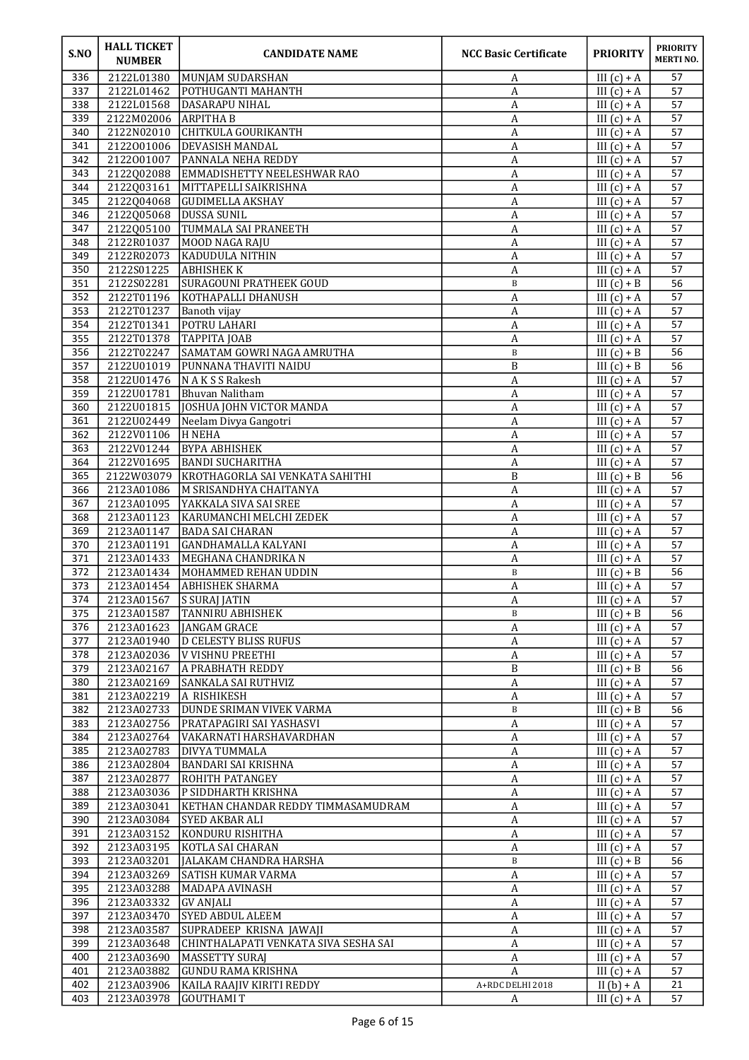| S.NO | HALL TICKET NUMBER | CANDIDATE NAME | NCC Basic Certificate | PRIORITY | PRIORITY MERTI NO. |
|---|---|---|---|---|---|
| 336 | 2122L01380 | MUNJAM SUDARSHAN | A | III (c) + A | 57 |
| 337 | 2122L01462 | POTHUGANTI MAHANTH | A | III (c) + A | 57 |
| 338 | 2122L01568 | DASARAPU NIHAL | A | III (c) + A | 57 |
| 339 | 2122M02006 | ARPITHA B | A | III (c) + A | 57 |
| 340 | 2122N02010 | CHITKULA GOURIKANTH | A | III (c) + A | 57 |
| 341 | 2122O01006 | DEVASISH MANDAL | A | III (c) + A | 57 |
| 342 | 2122O01007 | PANNALA NEHA REDDY | A | III (c) + A | 57 |
| 343 | 2122Q02088 | EMMADISHETTY NEELESHWAR RAO | A | III (c) + A | 57 |
| 344 | 2122Q03161 | MITTAPELLI SAIKRISHNA | A | III (c) + A | 57 |
| 345 | 2122Q04068 | GUDIMELLA AKSHAY | A | III (c) + A | 57 |
| 346 | 2122Q05068 | DUSSA SUNIL | A | III (c) + A | 57 |
| 347 | 2122Q05100 | TUMMALA SAI PRANEETH | A | III (c) + A | 57 |
| 348 | 2122R01037 | MOOD NAGA RAJU | A | III (c) + A | 57 |
| 349 | 2122R02073 | KADUDULA NITHIN | A | III (c) + A | 57 |
| 350 | 2122S01225 | ABHISHEK K | A | III (c) + A | 57 |
| 351 | 2122S02281 | SURAGOUNI PRATHEEK GOUD | B | III (c) + B | 56 |
| 352 | 2122T01196 | KOTHAPALLI DHANUSH | A | III (c) + A | 57 |
| 353 | 2122T01237 | Banoth vijay | A | III (c) + A | 57 |
| 354 | 2122T01341 | POTRU LAHARI | A | III (c) + A | 57 |
| 355 | 2122T01378 | TAPPITA JOAB | A | III (c) + A | 57 |
| 356 | 2122T02247 | SAMATAM GOWRI NAGA AMRUTHA | B | III (c) + B | 56 |
| 357 | 2122U01019 | PUNNANA THAVITI NAIDU | B | III (c) + B | 56 |
| 358 | 2122U01476 | N A K S S Rakesh | A | III (c) + A | 57 |
| 359 | 2122U01781 | Bhuvan Nalitham | A | III (c) + A | 57 |
| 360 | 2122U01815 | JOSHUA JOHN VICTOR MANDA | A | III (c) + A | 57 |
| 361 | 2122U02449 | Neelam Divya Gangotri | A | III (c) + A | 57 |
| 362 | 2122V01106 | H NEHA | A | III (c) + A | 57 |
| 363 | 2122V01244 | BYPA ABHISHEK | A | III (c) + A | 57 |
| 364 | 2122V01695 | BANDI SUCHARITHA | A | III (c) + A | 57 |
| 365 | 2122W03079 | KROTHAGORLA SAI VENKATA SAHITHI | B | III (c) + B | 56 |
| 366 | 2123A01086 | M SRISANDHYA CHAITANYA | A | III (c) + A | 57 |
| 367 | 2123A01095 | YAKKALA SIVA SAI SREE | A | III (c) + A | 57 |
| 368 | 2123A01123 | KARUMANCHI MELCHI ZEDEK | A | III (c) + A | 57 |
| 369 | 2123A01147 | BADA SAI CHARAN | A | III (c) + A | 57 |
| 370 | 2123A01191 | GANDHAMALLA KALYANI | A | III (c) + A | 57 |
| 371 | 2123A01433 | MEGHANA CHANDRIKA N | A | III (c) + A | 57 |
| 372 | 2123A01434 | MOHAMMED REHAN UDDIN | B | III (c) + B | 56 |
| 373 | 2123A01454 | ABHISHEK SHARMA | A | III (c) + A | 57 |
| 374 | 2123A01567 | S SURAJ JATIN | A | III (c) + A | 57 |
| 375 | 2123A01587 | TANNIRU ABHISHEK | B | III (c) + B | 56 |
| 376 | 2123A01623 | JANGAM GRACE | A | III (c) + A | 57 |
| 377 | 2123A01940 | D CELESTY BLISS RUFUS | A | III (c) + A | 57 |
| 378 | 2123A02036 | V VISHNU PREETHI | A | III (c) + A | 57 |
| 379 | 2123A02167 | A PRABHATH REDDY | B | III (c) + B | 56 |
| 380 | 2123A02169 | SANKALA SAI RUTHVIZ | A | III (c) + A | 57 |
| 381 | 2123A02219 | A RISHIKESH | A | III (c) + A | 57 |
| 382 | 2123A02733 | DUNDE SRIMAN VIVEK VARMA | B | III (c) + B | 56 |
| 383 | 2123A02756 | PRATAPAGIRI SAI YASHASVI | A | III (c) + A | 57 |
| 384 | 2123A02764 | VAKARNATI HARSHAVARDHAN | A | III (c) + A | 57 |
| 385 | 2123A02783 | DIVYA TUMMALA | A | III (c) + A | 57 |
| 386 | 2123A02804 | BANDARI SAI KRISHNA | A | III (c) + A | 57 |
| 387 | 2123A02877 | ROHITH PATANGEY | A | III (c) + A | 57 |
| 388 | 2123A03036 | P SIDDHARTH KRISHNA | A | III (c) + A | 57 |
| 389 | 2123A03041 | KETHAN CHANDAR REDDY TIMMASAMUDRAM | A | III (c) + A | 57 |
| 390 | 2123A03084 | SYED AKBAR ALI | A | III (c) + A | 57 |
| 391 | 2123A03152 | KONDURU RISHITHA | A | III (c) + A | 57 |
| 392 | 2123A03195 | KOTLA SAI CHARAN | A | III (c) + A | 57 |
| 393 | 2123A03201 | JALAKAM CHANDRA HARSHA | B | III (c) + B | 56 |
| 394 | 2123A03269 | SATISH KUMAR VARMA | A | III (c) + A | 57 |
| 395 | 2123A03288 | MADAPA AVINASH | A | III (c) + A | 57 |
| 396 | 2123A03332 | GV ANJALI | A | III (c) + A | 57 |
| 397 | 2123A03470 | SYED ABDUL ALEEM | A | III (c) + A | 57 |
| 398 | 2123A03587 | SUPRADEEP KRISNA JAWAJI | A | III (c) + A | 57 |
| 399 | 2123A03648 | CHINTHALAPATI VENKATA SIVA SESHA SAI | A | III (c) + A | 57 |
| 400 | 2123A03690 | MASSETTY SURAJ | A | III (c) + A | 57 |
| 401 | 2123A03882 | GUNDU RAMA KRISHNA | A | III (c) + A | 57 |
| 402 | 2123A03906 | KAILA RAAJIV KIRITI REDDY | A+RDC DELHI 2018 | II (b) + A | 21 |
| 403 | 2123A03978 | GOUTHAMI T | A | III (c) + A | 57 |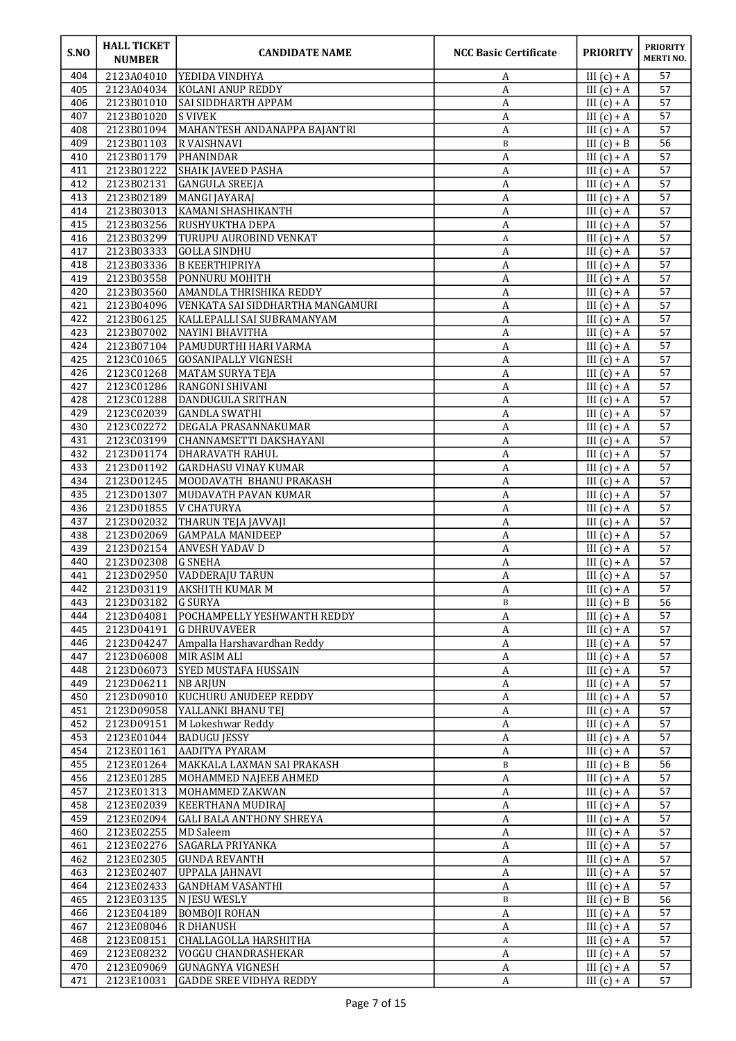| S.NO | HALL TICKET NUMBER | CANDIDATE NAME | NCC Basic Certificate | PRIORITY | PRIORITY MERTI NO. |
|---|---|---|---|---|---|
| 404 | 2123A04010 | YEDIDA VINDHYA | A | III (c) + A | 57 |
| 405 | 2123A04034 | KOLANI ANUP REDDY | A | III (c) + A | 57 |
| 406 | 2123B01010 | SAI SIDDHARTH APPAM | A | III (c) + A | 57 |
| 407 | 2123B01020 | S VIVEK | A | III (c) + A | 57 |
| 408 | 2123B01094 | MAHANTESH ANDANAPPA BAJANTRI | A | III (c) + A | 57 |
| 409 | 2123B01103 | R VAISHNAVI | B | III (c) + B | 56 |
| 410 | 2123B01179 | PHANINDAR | A | III (c) + A | 57 |
| 411 | 2123B01222 | SHAIK JAVEED PASHA | A | III (c) + A | 57 |
| 412 | 2123B02131 | GANGULA SREEJA | A | III (c) + A | 57 |
| 413 | 2123B02189 | MANGI JAYARAJ | A | III (c) + A | 57 |
| 414 | 2123B03013 | KAMANI SHASHIKANTH | A | III (c) + A | 57 |
| 415 | 2123B03256 | RUSHYUKTHA DEPA | A | III (c) + A | 57 |
| 416 | 2123B03299 | TURUPU AUROBIND VENKAT | A | III (c) + A | 57 |
| 417 | 2123B03333 | GOLLA SINDHU | A | III (c) + A | 57 |
| 418 | 2123B03336 | B KEERTHIPRIYA | A | III (c) + A | 57 |
| 419 | 2123B03558 | PONNURU MOHITH | A | III (c) + A | 57 |
| 420 | 2123B03560 | AMANDLA THRISHIKA REDDY | A | III (c) + A | 57 |
| 421 | 2123B04096 | VENKATA SAI SIDDHARTHA MANGAMURI | A | III (c) + A | 57 |
| 422 | 2123B06125 | KALLEPALLI SAI SUBRAMANYAM | A | III (c) + A | 57 |
| 423 | 2123B07002 | NAYINI BHAVITHA | A | III (c) + A | 57 |
| 424 | 2123B07104 | PAMUDURTHI HARI VARMA | A | III (c) + A | 57 |
| 425 | 2123C01065 | GOSANIPALLY VIGNESH | A | III (c) + A | 57 |
| 426 | 2123C01268 | MATAM SURYA TEJA | A | III (c) + A | 57 |
| 427 | 2123C01286 | RANGONI SHIVANI | A | III (c) + A | 57 |
| 428 | 2123C01288 | DANDUGULA SRITHAN | A | III (c) + A | 57 |
| 429 | 2123C02039 | GANDLA SWATHI | A | III (c) + A | 57 |
| 430 | 2123C02272 | DEGALA PRASANNAKUMAR | A | III (c) + A | 57 |
| 431 | 2123C03199 | CHANNAMSETTI DAKSHAYANI | A | III (c) + A | 57 |
| 432 | 2123D01174 | DHARAVATH RAHUL | A | III (c) + A | 57 |
| 433 | 2123D01192 | GARDHASU VINAY KUMAR | A | III (c) + A | 57 |
| 434 | 2123D01245 | MOODAVATH BHANU PRAKASH | A | III (c) + A | 57 |
| 435 | 2123D01307 | MUDAVATH PAVAN KUMAR | A | III (c) + A | 57 |
| 436 | 2123D01855 | V CHATURYA | A | III (c) + A | 57 |
| 437 | 2123D02032 | THARUN TEJA JAVVAJI | A | III (c) + A | 57 |
| 438 | 2123D02069 | GAMPALA MANIDEEP | A | III (c) + A | 57 |
| 439 | 2123D02154 | ANVESH YADAV D | A | III (c) + A | 57 |
| 440 | 2123D02308 | G SNEHA | A | III (c) + A | 57 |
| 441 | 2123D02950 | VADDERAJU TARUN | A | III (c) + A | 57 |
| 442 | 2123D03119 | AKSHITH KUMAR M | A | III (c) + A | 57 |
| 443 | 2123D03182 | G SURYA | B | III (c) + B | 56 |
| 444 | 2123D04081 | POCHAMPELLY YESHWANTH REDDY | A | III (c) + A | 57 |
| 445 | 2123D04191 | G DHRUVAVEER | A | III (c) + A | 57 |
| 446 | 2123D04247 | Ampalla Harshavardhan Reddy | A | III (c) + A | 57 |
| 447 | 2123D06008 | MIR ASIM ALI | A | III (c) + A | 57 |
| 448 | 2123D06073 | SYED MUSTAFA HUSSAIN | A | III (c) + A | 57 |
| 449 | 2123D06211 | NB ARJUN | A | III (c) + A | 57 |
| 450 | 2123D09010 | KUCHURU ANUDEEP REDDY | A | III (c) + A | 57 |
| 451 | 2123D09058 | YALLANKI BHANU TEJ | A | III (c) + A | 57 |
| 452 | 2123D09151 | M Lokeshwar Reddy | A | III (c) + A | 57 |
| 453 | 2123E01044 | BADUGU JESSY | A | III (c) + A | 57 |
| 454 | 2123E01161 | AADITYA PYARAM | A | III (c) + A | 57 |
| 455 | 2123E01264 | MAKKALA LAXMAN SAI PRAKASH | B | III (c) + B | 56 |
| 456 | 2123E01285 | MOHAMMED NAJEEB AHMED | A | III (c) + A | 57 |
| 457 | 2123E01313 | MOHAMMED ZAKWAN | A | III (c) + A | 57 |
| 458 | 2123E02039 | KEERTHANA MUDIRAJ | A | III (c) + A | 57 |
| 459 | 2123E02094 | GALI BALA ANTHONY SHREYA | A | III (c) + A | 57 |
| 460 | 2123E02255 | MD Saleem | A | III (c) + A | 57 |
| 461 | 2123E02276 | SAGARLA PRIYANKA | A | III (c) + A | 57 |
| 462 | 2123E02305 | GUNDA REVANTH | A | III (c) + A | 57 |
| 463 | 2123E02407 | UPPALA JAHNAVI | A | III (c) + A | 57 |
| 464 | 2123E02433 | GANDHAM VASANTHI | A | III (c) + A | 57 |
| 465 | 2123E03135 | N JESU WESLY | B | III (c) + B | 56 |
| 466 | 2123E04189 | BOMBOJI ROHAN | A | III (c) + A | 57 |
| 467 | 2123E08046 | R DHANUSH | A | III (c) + A | 57 |
| 468 | 2123E08151 | CHALLAGOLLA HARSHITHA | A | III (c) + A | 57 |
| 469 | 2123E08232 | VOGGU CHANDRASHEKAR | A | III (c) + A | 57 |
| 470 | 2123E09069 | GUNAGNYA VIGNESH | A | III (c) + A | 57 |
| 471 | 2123E10031 | GADDE SREE VIDHYA REDDY | A | III (c) + A | 57 |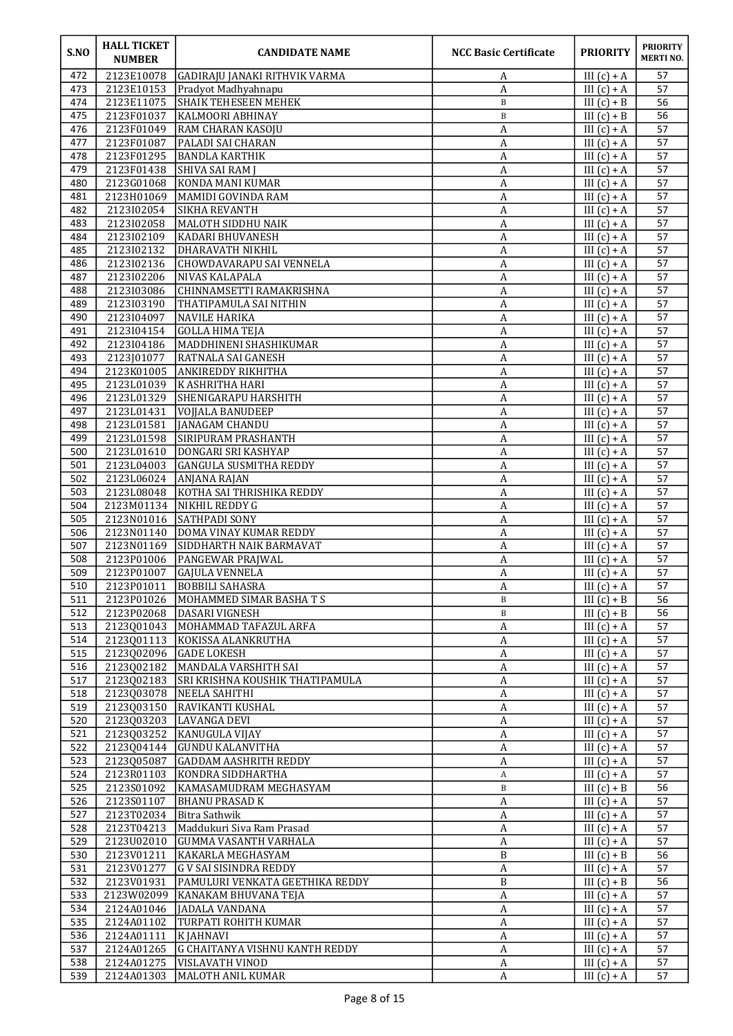| S.NO | HALL TICKET NUMBER | CANDIDATE NAME | NCC Basic Certificate | PRIORITY | PRIORITY MERTI NO. |
|---|---|---|---|---|---|
| 472 | 2123E10078 | GADIRAJU JANAKI RITHVIK VARMA | A | III (c) + A | 57 |
| 473 | 2123E10153 | Pradyot Madhyahnapu | A | III (c) + A | 57 |
| 474 | 2123E11075 | SHAIK TEHESEEN MEHEK | B | III (c) + B | 56 |
| 475 | 2123F01037 | KALMOORI ABHINAY | B | III (c) + B | 56 |
| 476 | 2123F01049 | RAM CHARAN KASOJU | A | III (c) + A | 57 |
| 477 | 2123F01087 | PALADI SAI CHARAN | A | III (c) + A | 57 |
| 478 | 2123F01295 | BANDLA KARTHIK | A | III (c) + A | 57 |
| 479 | 2123F01438 | SHIVA SAI RAM J | A | III (c) + A | 57 |
| 480 | 2123G01068 | KONDA MANI KUMAR | A | III (c) + A | 57 |
| 481 | 2123H01069 | MAMIDI GOVINDA RAM | A | III (c) + A | 57 |
| 482 | 2123I02054 | SIKHA REVANTH | A | III (c) + A | 57 |
| 483 | 2123I02058 | MALOTH SIDDHU NAIK | A | III (c) + A | 57 |
| 484 | 2123I02109 | KADARI BHUVANESH | A | III (c) + A | 57 |
| 485 | 2123I02132 | DHARAVATH NIKHIL | A | III (c) + A | 57 |
| 486 | 2123I02136 | CHOWDAVARAPU SAI VENNELA | A | III (c) + A | 57 |
| 487 | 2123I02206 | NIVAS KALAPALA | A | III (c) + A | 57 |
| 488 | 2123I03086 | CHINNAMSETTI RAMAKRISHNA | A | III (c) + A | 57 |
| 489 | 2123I03190 | THATIPAMULA SAI NITHIN | A | III (c) + A | 57 |
| 490 | 2123I04097 | NAVILE HARIKA | A | III (c) + A | 57 |
| 491 | 2123I04154 | GOLLA HIMA TEJA | A | III (c) + A | 57 |
| 492 | 2123I04186 | MADDHINENI SHASHIKUMAR | A | III (c) + A | 57 |
| 493 | 2123J01077 | RATNALA SAI GANESH | A | III (c) + A | 57 |
| 494 | 2123K01005 | ANKIREDDY RIKHITHA | A | III (c) + A | 57 |
| 495 | 2123L01039 | K ASHRITHA HARI | A | III (c) + A | 57 |
| 496 | 2123L01329 | SHENIGARAPU HARSHITH | A | III (c) + A | 57 |
| 497 | 2123L01431 | VOJJALA BANUDEEP | A | III (c) + A | 57 |
| 498 | 2123L01581 | JANAGAM CHANDU | A | III (c) + A | 57 |
| 499 | 2123L01598 | SIRIPURAM PRASHANTH | A | III (c) + A | 57 |
| 500 | 2123L01610 | DONGARI SRI KASHYAP | A | III (c) + A | 57 |
| 501 | 2123L04003 | GANGULA SUSMITHA REDDY | A | III (c) + A | 57 |
| 502 | 2123L06024 | ANJANA RAJAN | A | III (c) + A | 57 |
| 503 | 2123L08048 | KOTHA SAI THRISHIKA REDDY | A | III (c) + A | 57 |
| 504 | 2123M01134 | NIKHIL REDDY G | A | III (c) + A | 57 |
| 505 | 2123N01016 | SATHPADI SONY | A | III (c) + A | 57 |
| 506 | 2123N01140 | DOMA VINAY KUMAR REDDY | A | III (c) + A | 57 |
| 507 | 2123N01169 | SIDDHARTH NAIK BARMAVAT | A | III (c) + A | 57 |
| 508 | 2123P01006 | PANGEWAR PRAJWAL | A | III (c) + A | 57 |
| 509 | 2123P01007 | GAJULA VENNELA | A | III (c) + A | 57 |
| 510 | 2123P01011 | BOBBILI SAHASRA | A | III (c) + A | 57 |
| 511 | 2123P01026 | MOHAMMED SIMAR BASHA T S | B | III (c) + B | 56 |
| 512 | 2123P02068 | DASARI VIGNESH | B | III (c) + B | 56 |
| 513 | 2123Q01043 | MOHAMMAD TAFAZUL ARFA | A | III (c) + A | 57 |
| 514 | 2123Q01113 | KOKISSA ALANKRUTHA | A | III (c) + A | 57 |
| 515 | 2123Q02096 | GADE LOKESH | A | III (c) + A | 57 |
| 516 | 2123Q02182 | MANDALA VARSHITH SAI | A | III (c) + A | 57 |
| 517 | 2123Q02183 | SRI KRISHNA KOUSHIK THATIPAMULA | A | III (c) + A | 57 |
| 518 | 2123Q03078 | NEELA SAHITHI | A | III (c) + A | 57 |
| 519 | 2123Q03150 | RAVIKANTI KUSHAL | A | III (c) + A | 57 |
| 520 | 2123Q03203 | LAVANGA DEVI | A | III (c) + A | 57 |
| 521 | 2123Q03252 | KANUGULA VIJAY | A | III (c) + A | 57 |
| 522 | 2123Q04144 | GUNDU KALANVITHA | A | III (c) + A | 57 |
| 523 | 2123Q05087 | GADDAM AASHRITH REDDY | A | III (c) + A | 57 |
| 524 | 2123R01103 | KONDRA SIDDHARTHA | A | III (c) + A | 57 |
| 525 | 2123S01092 | KAMASAMUDRAM MEGHASYAM | B | III (c) + B | 56 |
| 526 | 2123S01107 | BHANU PRASAD K | A | III (c) + A | 57 |
| 527 | 2123T02034 | Bitra Sathwik | A | III (c) + A | 57 |
| 528 | 2123T04213 | Maddukuri Siva Ram Prasad | A | III (c) + A | 57 |
| 529 | 2123U02010 | GUMMA VASANTH VARHALA | A | III (c) + A | 57 |
| 530 | 2123V01211 | KAKARLA MEGHASYAM | B | III (c) + B | 56 |
| 531 | 2123V01277 | G V SAI SISINDRA REDDY | A | III (c) + A | 57 |
| 532 | 2123V01931 | PAMULURI VENKATA GEETHIKA REDDY | B | III (c) + B | 56 |
| 533 | 2123W02099 | KANAKAM BHUVANA TEJA | A | III (c) + A | 57 |
| 534 | 2124A01046 | JADALA VANDANA | A | III (c) + A | 57 |
| 535 | 2124A01102 | TURPATI ROHITH KUMAR | A | III (c) + A | 57 |
| 536 | 2124A01111 | K JAHNAVI | A | III (c) + A | 57 |
| 537 | 2124A01265 | G CHAITANYA VISHNU KANTH REDDY | A | III (c) + A | 57 |
| 538 | 2124A01275 | VISLAVATH VINOD | A | III (c) + A | 57 |
| 539 | 2124A01303 | MALOTH ANIL KUMAR | A | III (c) + A | 57 |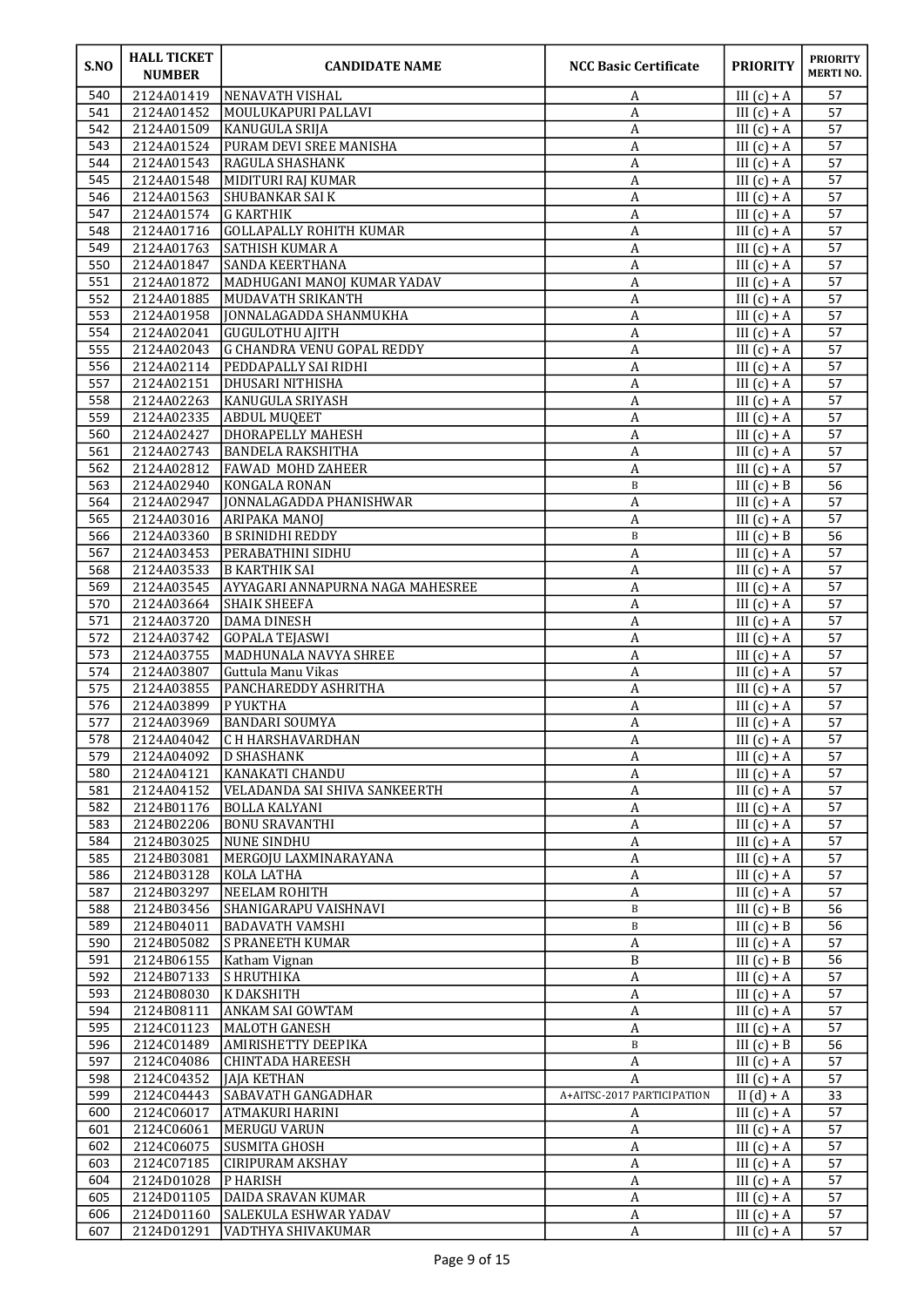| S.NO | HALL TICKET NUMBER | CANDIDATE NAME | NCC Basic Certificate | PRIORITY | PRIORITY MERTI NO. |
|---|---|---|---|---|---|
| 540 | 2124A01419 | NENAVATH VISHAL | A | III (c) + A | 57 |
| 541 | 2124A01452 | MOULUKAPURI PALLAVI | A | III (c) + A | 57 |
| 542 | 2124A01509 | KANUGULA SRIJA | A | III (c) + A | 57 |
| 543 | 2124A01524 | PURAM DEVI SREE MANISHA | A | III (c) + A | 57 |
| 544 | 2124A01543 | RAGULA SHASHANK | A | III (c) + A | 57 |
| 545 | 2124A01548 | MIDITURI RAJ KUMAR | A | III (c) + A | 57 |
| 546 | 2124A01563 | SHUBANKAR SAI K | A | III (c) + A | 57 |
| 547 | 2124A01574 | G KARTHIK | A | III (c) + A | 57 |
| 548 | 2124A01716 | GOLLAPALLY ROHITH KUMAR | A | III (c) + A | 57 |
| 549 | 2124A01763 | SATHISH KUMAR A | A | III (c) + A | 57 |
| 550 | 2124A01847 | SANDA KEERTHANA | A | III (c) + A | 57 |
| 551 | 2124A01872 | MADHUGANI MANOJ KUMAR YADAV | A | III (c) + A | 57 |
| 552 | 2124A01885 | MUDAVATH SRIKANTH | A | III (c) + A | 57 |
| 553 | 2124A01958 | JONNALAGADDA SHANMUKHA | A | III (c) + A | 57 |
| 554 | 2124A02041 | GUGULOTHU AJITH | A | III (c) + A | 57 |
| 555 | 2124A02043 | G CHANDRA VENU GOPAL REDDY | A | III (c) + A | 57 |
| 556 | 2124A02114 | PEDDAPALLY SAI RIDHI | A | III (c) + A | 57 |
| 557 | 2124A02151 | DHUSARI NITHISHA | A | III (c) + A | 57 |
| 558 | 2124A02263 | KANUGULA SRIYASH | A | III (c) + A | 57 |
| 559 | 2124A02335 | ABDUL MUQEET | A | III (c) + A | 57 |
| 560 | 2124A02427 | DHORAPELLY MAHESH | A | III (c) + A | 57 |
| 561 | 2124A02743 | BANDELA RAKSHITHA | A | III (c) + A | 57 |
| 562 | 2124A02812 | FAWAD MOHD ZAHEER | A | III (c) + A | 57 |
| 563 | 2124A02940 | KONGALA RONAN | B | III (c) + B | 56 |
| 564 | 2124A02947 | JONNALAGADDA PHANISHWAR | A | III (c) + A | 57 |
| 565 | 2124A03016 | ARIPAKA MANOJ | A | III (c) + A | 57 |
| 566 | 2124A03360 | B SRINIDHI REDDY | B | III (c) + B | 56 |
| 567 | 2124A03453 | PERABATHINI SIDHU | A | III (c) + A | 57 |
| 568 | 2124A03533 | B KARTHIK SAI | A | III (c) + A | 57 |
| 569 | 2124A03545 | AYYAGARI ANNAPURNA NAGA MAHESREE | A | III (c) + A | 57 |
| 570 | 2124A03664 | SHAIK SHEEFA | A | III (c) + A | 57 |
| 571 | 2124A03720 | DAMA DINESH | A | III (c) + A | 57 |
| 572 | 2124A03742 | GOPALA TEJASWI | A | III (c) + A | 57 |
| 573 | 2124A03755 | MADHUNALA NAVYA SHREE | A | III (c) + A | 57 |
| 574 | 2124A03807 | Guttula Manu Vikas | A | III (c) + A | 57 |
| 575 | 2124A03855 | PANCHAREDDY ASHRITHA | A | III (c) + A | 57 |
| 576 | 2124A03899 | P YUKTHA | A | III (c) + A | 57 |
| 577 | 2124A03969 | BANDARI SOUMYA | A | III (c) + A | 57 |
| 578 | 2124A04042 | C H HARSHAVARDHAN | A | III (c) + A | 57 |
| 579 | 2124A04092 | D SHASHANK | A | III (c) + A | 57 |
| 580 | 2124A04121 | KANAKATI CHANDU | A | III (c) + A | 57 |
| 581 | 2124A04152 | VELADANDA SAI SHIVA SANKEERTH | A | III (c) + A | 57 |
| 582 | 2124B01176 | BOLLA KALYANI | A | III (c) + A | 57 |
| 583 | 2124B02206 | BONU SRAVANTHI | A | III (c) + A | 57 |
| 584 | 2124B03025 | NUNE SINDHU | A | III (c) + A | 57 |
| 585 | 2124B03081 | MERGOJU LAXMINARAYANA | A | III (c) + A | 57 |
| 586 | 2124B03128 | KOLA LATHA | A | III (c) + A | 57 |
| 587 | 2124B03297 | NEELAM ROHITH | A | III (c) + A | 57 |
| 588 | 2124B03456 | SHANIGARAPU VAISHNAVI | B | III (c) + B | 56 |
| 589 | 2124B04011 | BADAVATH VAMSHI | B | III (c) + B | 56 |
| 590 | 2124B05082 | S PRANEETH KUMAR | A | III (c) + A | 57 |
| 591 | 2124B06155 | Katham Vignan | B | III (c) + B | 56 |
| 592 | 2124B07133 | S HRUTHIKA | A | III (c) + A | 57 |
| 593 | 2124B08030 | K DAKSHITH | A | III (c) + A | 57 |
| 594 | 2124B08111 | ANKAM SAI GOWTAM | A | III (c) + A | 57 |
| 595 | 2124C01123 | MALOTH GANESH | A | III (c) + A | 57 |
| 596 | 2124C01489 | AMIRISHETTY DEEPIKA | B | III (c) + B | 56 |
| 597 | 2124C04086 | CHINTADA HAREESH | A | III (c) + A | 57 |
| 598 | 2124C04352 | JAJA KETHAN | A | III (c) + A | 57 |
| 599 | 2124C04443 | SABAVATH GANGADHAR | A+AITSC-2017 PARTICIPATION | II (d) + A | 33 |
| 600 | 2124C06017 | ATMAKURI HARINI | A | III (c) + A | 57 |
| 601 | 2124C06061 | MERUGU VARUN | A | III (c) + A | 57 |
| 602 | 2124C06075 | SUSMITA GHOSH | A | III (c) + A | 57 |
| 603 | 2124C07185 | CIRIPURAM AKSHAY | A | III (c) + A | 57 |
| 604 | 2124D01028 | P HARISH | A | III (c) + A | 57 |
| 605 | 2124D01105 | DAIDA SRAVAN KUMAR | A | III (c) + A | 57 |
| 606 | 2124D01160 | SALEKULA ESHWAR YADAV | A | III (c) + A | 57 |
| 607 | 2124D01291 | VADTHYA SHIVAKUMAR | A | III (c) + A | 57 |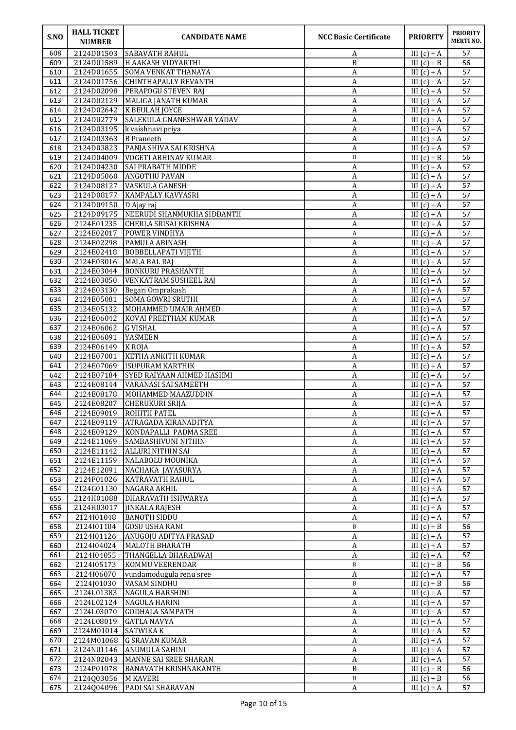| S.NO | HALL TICKET NUMBER | CANDIDATE NAME | NCC Basic Certificate | PRIORITY | PRIORITY MERTI NO. |
|---|---|---|---|---|---|
| 608 | 2124D01503 | SABAVATH RAHUL | A | III (c) + A | 57 |
| 609 | 2124D01589 | H AAKASH VIDYARTHI | B | III (c) + B | 56 |
| 610 | 2124D01655 | SOMA VENKAT THANAYA | A | III (c) + A | 57 |
| 611 | 2124D01756 | CHINTHAPALLY REVANTH | A | III (c) + A | 57 |
| 612 | 2124D02098 | PERAPOGU STEVEN RAJ | A | III (c) + A | 57 |
| 613 | 2124D02129 | MALIGA JANATH KUMAR | A | III (c) + A | 57 |
| 614 | 2124D02642 | K BEULAH JOYCE | A | III (c) + A | 57 |
| 615 | 2124D02779 | SALEKULA GNANESHWAR YADAV | A | III (c) + A | 57 |
| 616 | 2124D03195 | k vaishnavi priya | A | III (c) + A | 57 |
| 617 | 2124D03363 | B Praneeth | A | III (c) + A | 57 |
| 618 | 2124D03823 | PANJA SHIVA SAI KRISHNA | A | III (c) + A | 57 |
| 619 | 2124D04009 | VOGETI ABHINAV KUMAR | B | III (c) + B | 56 |
| 620 | 2124D04230 | SAI PRABATH MIDDE | A | III (c) + A | 57 |
| 621 | 2124D05060 | ANGOTHU PAVAN | A | III (c) + A | 57 |
| 622 | 2124D08127 | VASKULA GANESH | A | III (c) + A | 57 |
| 623 | 2124D08177 | KAMPALLY KAVYASRI | A | III (c) + A | 57 |
| 624 | 2124D09150 | D Ajay raj | A | III (c) + A | 57 |
| 625 | 2124D09175 | NEERUDI SHANMUKHA SIDDANTH | A | III (c) + A | 57 |
| 626 | 2124E01235 | CHERLA SRISAI KRISHNA | A | III (c) + A | 57 |
| 627 | 2124E02017 | POWER VINDHYA | A | III (c) + A | 57 |
| 628 | 2124E02298 | PAMULA ABINASH | A | III (c) + A | 57 |
| 629 | 2124E02418 | BOBBELLAPATI VIJITH | A | III (c) + A | 57 |
| 630 | 2124E03016 | MALA BAL RAJ | A | III (c) + A | 57 |
| 631 | 2124E03044 | BONKURU PRASHANTH | A | III (c) + A | 57 |
| 632 | 2124E03050 | VENKATRAM SUSHEEL RAJ | A | III (c) + A | 57 |
| 633 | 2124E03130 | Begari Omprakash | A | III (c) + A | 57 |
| 634 | 2124E05081 | SOMA GOWRI SRUTHI | A | III (c) + A | 57 |
| 635 | 2124E05132 | MOHAMMED UMAIR AHMED | A | III (c) + A | 57 |
| 636 | 2124E06042 | KOVAI PREETHAM KUMAR | A | III (c) + A | 57 |
| 637 | 2124E06062 | G VISHAL | A | III (c) + A | 57 |
| 638 | 2124E06091 | YASMEEN | A | III (c) + A | 57 |
| 639 | 2124E06149 | K ROJA | A | III (c) + A | 57 |
| 640 | 2124E07001 | KETHA ANKITH KUMAR | A | III (c) + A | 57 |
| 641 | 2124E07069 | ISUPURAM KARTHIK | A | III (c) + A | 57 |
| 642 | 2124E07184 | SYED RAIYAAN AHMED HASHMI | A | III (c) + A | 57 |
| 643 | 2124E08144 | VARANASI SAI SAMEETH | A | III (c) + A | 57 |
| 644 | 2124E08178 | MOHAMMED MAAZUDDIN | A | III (c) + A | 57 |
| 645 | 2124E08207 | CHERUKURI SRIJA | A | III (c) + A | 57 |
| 646 | 2124E09019 | ROHITH PATEL | A | III (c) + A | 57 |
| 647 | 2124E09119 | ATRAGADA KIRANADITYA | A | III (c) + A | 57 |
| 648 | 2124E09129 | KONDAPALLI PADMA SREE | A | III (c) + A | 57 |
| 649 | 2124E11069 | SAMBASHIVUNI NITHIN | A | III (c) + A | 57 |
| 650 | 2124E11142 | ALLURI NITHIN SAI | A | III (c) + A | 57 |
| 651 | 2124E11159 | NALABOLU MOUNIKA | A | III (c) + A | 57 |
| 652 | 2124E12091 | NACHAKA JAYASURYA | A | III (c) + A | 57 |
| 653 | 2124F01026 | KATRAVATH RAHUL | A | III (c) + A | 57 |
| 654 | 2124G01130 | NAGARA AKHIL | A | III (c) + A | 57 |
| 655 | 2124H01088 | DHARAVATH ISHWARYA | A | III (c) + A | 57 |
| 656 | 2124H03017 | JINKALA RAJESH | A | III (c) + A | 57 |
| 657 | 2124I01048 | BANOTH SIDDU | A | III (c) + A | 57 |
| 658 | 2124I01104 | GOSU USHA RANI | B | III (c) + B | 56 |
| 659 | 2124I01126 | ANUGOJU ADITYA PRASAD | A | III (c) + A | 57 |
| 660 | 2124I04024 | MALOTH BHARATH | A | III (c) + A | 57 |
| 661 | 2124I04055 | THANGELLA BHARADWAJ | A | III (c) + A | 57 |
| 662 | 2124I05173 | KOMMU VEERENDAR | B | III (c) + B | 56 |
| 663 | 2124I06070 | vundamodugula renu sree | A | III (c) + A | 57 |
| 664 | 2124J01030 | VASAM SINDHU | B | III (c) + B | 56 |
| 665 | 2124L01383 | NAGULA HARSHINI | A | III (c) + A | 57 |
| 666 | 2124L02124 | NAGULA HARINI | A | III (c) + A | 57 |
| 667 | 2124L03070 | GODHALA SAMPATH | A | III (c) + A | 57 |
| 668 | 2124L08019 | GATLA NAVYA | A | III (c) + A | 57 |
| 669 | 2124M01014 | SATWIKA K | A | III (c) + A | 57 |
| 670 | 2124M01068 | G SRAVAN KUMAR | A | III (c) + A | 57 |
| 671 | 2124N01146 | ANUMULA SAHINI | A | III (c) + A | 57 |
| 672 | 2124N02043 | MANNE SAI SREE SHARAN | A | III (c) + A | 57 |
| 673 | 2124P01078 | BANAVATH KRISHNAKANTH | B | III (c) + B | 56 |
| 674 | 2124Q03056 | M KAVERI | B | III (c) + B | 56 |
| 675 | 2124Q04096 | PADI SAI SHARAVAN | A | III (c) + A | 57 |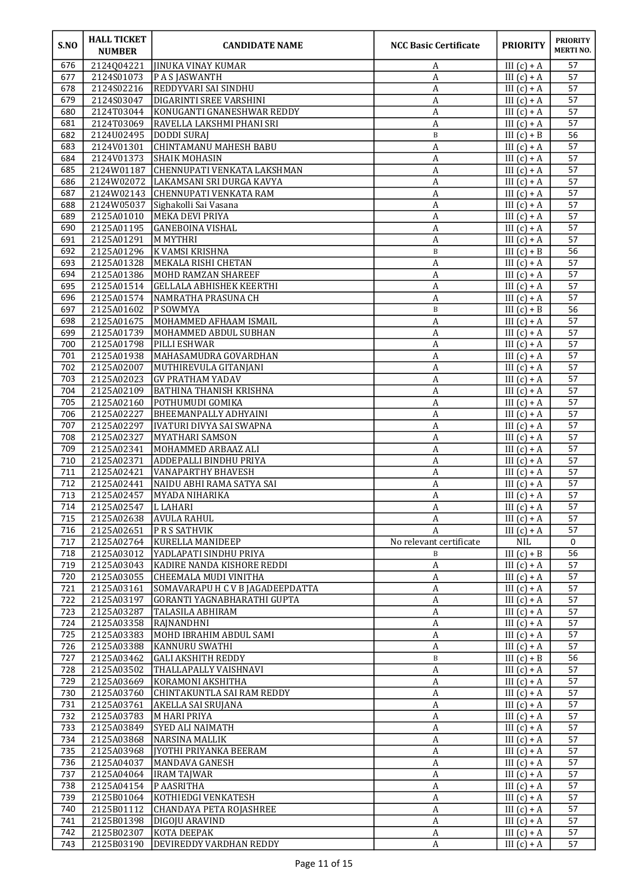| S.NO | HALL TICKET NUMBER | CANDIDATE NAME | NCC Basic Certificate | PRIORITY | PRIORITY MERTI NO. |
|---|---|---|---|---|---|
| 676 | 2124Q04221 | JINUKA VINAY KUMAR | A | III (c) + A | 57 |
| 677 | 2124S01073 | P A S JASWANTH | A | III (c) + A | 57 |
| 678 | 2124S02216 | REDDYVARI SAI SINDHU | A | III (c) + A | 57 |
| 679 | 2124S03047 | DIGARINTI SREE VARSHINI | A | III (c) + A | 57 |
| 680 | 2124T03044 | KONUGANTI GNANESHWAR REDDY | A | III (c) + A | 57 |
| 681 | 2124T03069 | RAVELLA LAKSHMI PHANI SRI | A | III (c) + A | 57 |
| 682 | 2124U02495 | DODDI SURAJ | B | III (c) + B | 56 |
| 683 | 2124V01301 | CHINTAMANU MAHESH BABU | A | III (c) + A | 57 |
| 684 | 2124V01373 | SHAIK MOHASIN | A | III (c) + A | 57 |
| 685 | 2124W01187 | CHENNUPATI VENKATA LAKSHMAN | A | III (c) + A | 57 |
| 686 | 2124W02072 | LAKAMSANI SRI DURGA KAVYA | A | III (c) + A | 57 |
| 687 | 2124W02143 | CHENNUPATI VENKATA RAM | A | III (c) + A | 57 |
| 688 | 2124W05037 | Sighakolli Sai Vasana | A | III (c) + A | 57 |
| 689 | 2125A01010 | MEKA DEVI PRIYA | A | III (c) + A | 57 |
| 690 | 2125A01195 | GANEBOINA VISHAL | A | III (c) + A | 57 |
| 691 | 2125A01291 | M MYTHRI | A | III (c) + A | 57 |
| 692 | 2125A01296 | K VAMSI KRISHNA | B | III (c) + B | 56 |
| 693 | 2125A01328 | MEKALA RISHI CHETAN | A | III (c) + A | 57 |
| 694 | 2125A01386 | MOHD RAMZAN SHAREEF | A | III (c) + A | 57 |
| 695 | 2125A01514 | GELLALA ABHISHEK KEERTHI | A | III (c) + A | 57 |
| 696 | 2125A01574 | NAMRATHA PRASUNA CH | A | III (c) + A | 57 |
| 697 | 2125A01602 | P SOWMYA | B | III (c) + B | 56 |
| 698 | 2125A01675 | MOHAMMED AFHAAM ISMAIL | A | III (c) + A | 57 |
| 699 | 2125A01739 | MOHAMMED ABDUL SUBHAN | A | III (c) + A | 57 |
| 700 | 2125A01798 | PILLI ESHWAR | A | III (c) + A | 57 |
| 701 | 2125A01938 | MAHASAMUDRA GOVARDHAN | A | III (c) + A | 57 |
| 702 | 2125A02007 | MUTHIREVULA GITANJANI | A | III (c) + A | 57 |
| 703 | 2125A02023 | GV PRATHAM YADAV | A | III (c) + A | 57 |
| 704 | 2125A02109 | BATHINA THANISH KRISHNA | A | III (c) + A | 57 |
| 705 | 2125A02160 | POTHUMUDI GOMIKA | A | III (c) + A | 57 |
| 706 | 2125A02227 | BHEEMANPALLY ADHYAINI | A | III (c) + A | 57 |
| 707 | 2125A02297 | IVATURI DIVYA SAI SWAPNA | A | III (c) + A | 57 |
| 708 | 2125A02327 | MYATHARI SAMSON | A | III (c) + A | 57 |
| 709 | 2125A02341 | MOHAMMED ARBAAZ ALI | A | III (c) + A | 57 |
| 710 | 2125A02371 | ADDEPALLI BINDHU PRIYA | A | III (c) + A | 57 |
| 711 | 2125A02421 | VANAPARTHY BHAVESH | A | III (c) + A | 57 |
| 712 | 2125A02441 | NAIDU ABHI RAMA SATYA SAI | A | III (c) + A | 57 |
| 713 | 2125A02457 | MYADA NIHARIKA | A | III (c) + A | 57 |
| 714 | 2125A02547 | L LAHARI | A | III (c) + A | 57 |
| 715 | 2125A02638 | AVULA RAHUL | A | III (c) + A | 57 |
| 716 | 2125A02651 | P R S SATHVIK | A | III (c) + A | 57 |
| 717 | 2125A02764 | KURELLA MANIDEEP | No relevant certificate | NIL | 0 |
| 718 | 2125A03012 | YADLAPATI SINDHU PRIYA | B | III (c) + B | 56 |
| 719 | 2125A03043 | KADIRE NANDA KISHORE REDDI | A | III (c) + A | 57 |
| 720 | 2125A03055 | CHEEMALA MUDI VINITHA | A | III (c) + A | 57 |
| 721 | 2125A03161 | SOMAVARAPU H C V B JAGADEEPDATTA | A | III (c) + A | 57 |
| 722 | 2125A03197 | GORANTI YAGNABHARATHI GUPTA | A | III (c) + A | 57 |
| 723 | 2125A03287 | TALASILA ABHIRAM | A | III (c) + A | 57 |
| 724 | 2125A03358 | RAJNANDHNI | A | III (c) + A | 57 |
| 725 | 2125A03383 | MOHD IBRAHIM ABDUL SAMI | A | III (c) + A | 57 |
| 726 | 2125A03388 | KANNURU SWATHI | A | III (c) + A | 57 |
| 727 | 2125A03462 | GALI AKSHITH REDDY | B | III (c) + B | 56 |
| 728 | 2125A03502 | THALLAPALLY VAISHNAVI | A | III (c) + A | 57 |
| 729 | 2125A03669 | KORAMONI AKSHITHA | A | III (c) + A | 57 |
| 730 | 2125A03760 | CHINTAKUNTLA SAI RAM REDDY | A | III (c) + A | 57 |
| 731 | 2125A03761 | AKELLA SAI SRUJANA | A | III (c) + A | 57 |
| 732 | 2125A03783 | M HARI PRIYA | A | III (c) + A | 57 |
| 733 | 2125A03849 | SYED ALI NAIMATH | A | III (c) + A | 57 |
| 734 | 2125A03868 | NARSINA MALLIK | A | III (c) + A | 57 |
| 735 | 2125A03968 | JYOTHI PRIYANKA BEERAM | A | III (c) + A | 57 |
| 736 | 2125A04037 | MANDAVA GANESH | A | III (c) + A | 57 |
| 737 | 2125A04064 | IRAM TAJWAR | A | III (c) + A | 57 |
| 738 | 2125A04154 | P AASRITHA | A | III (c) + A | 57 |
| 739 | 2125B01064 | KOTHIEDGI VENKATESH | A | III (c) + A | 57 |
| 740 | 2125B01112 | CHANDAYA PETA ROJASHREE | A | III (c) + A | 57 |
| 741 | 2125B01398 | DIGOJU ARAVIND | A | III (c) + A | 57 |
| 742 | 2125B02307 | KOTA DEEPAK | A | III (c) + A | 57 |
| 743 | 2125B03190 | DEVIREDDY VARDHAN REDDY | A | III (c) + A | 57 |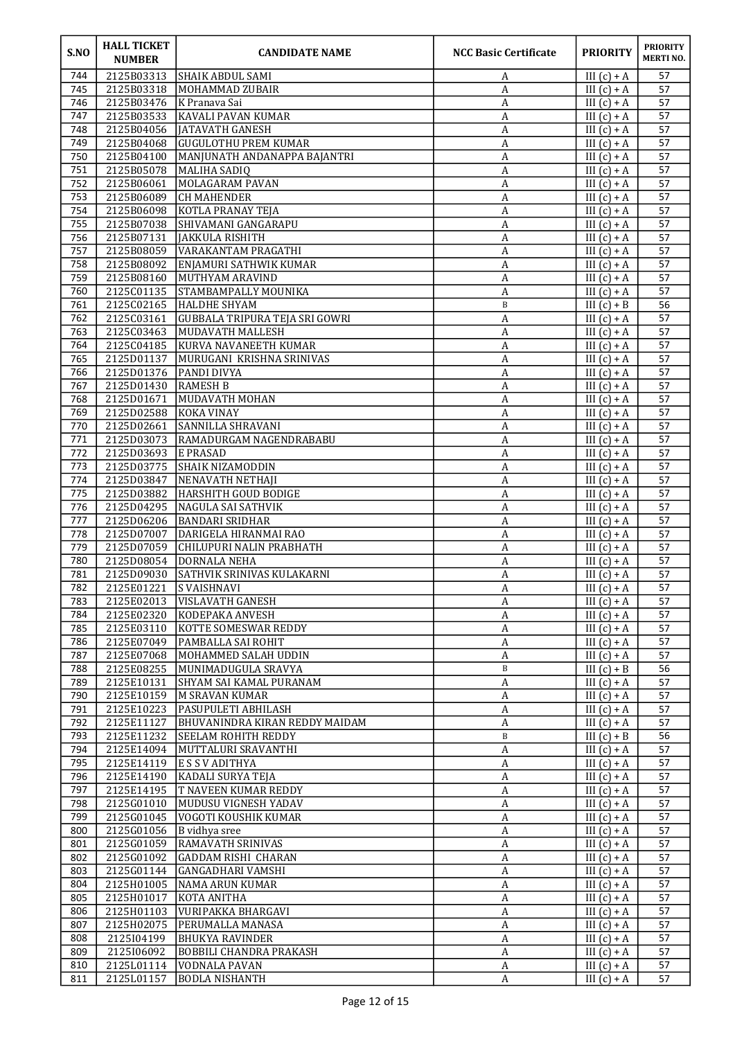| S.NO | HALL TICKET NUMBER | CANDIDATE NAME | NCC Basic Certificate | PRIORITY | PRIORITY MERTI NO. |
|---|---|---|---|---|---|
| 744 | 2125B03313 | SHAIK ABDUL SAMI | A | III (c) + A | 57 |
| 745 | 2125B03318 | MOHAMMAD ZUBAIR | A | III (c) + A | 57 |
| 746 | 2125B03476 | K Pranava Sai | A | III (c) + A | 57 |
| 747 | 2125B03533 | KAVALI PAVAN KUMAR | A | III (c) + A | 57 |
| 748 | 2125B04056 | JATAVATH GANESH | A | III (c) + A | 57 |
| 749 | 2125B04068 | GUGULOTHU PREM KUMAR | A | III (c) + A | 57 |
| 750 | 2125B04100 | MANJUNATH ANDANAPPA BAJANTRI | A | III (c) + A | 57 |
| 751 | 2125B05078 | MALIHA SADIQ | A | III (c) + A | 57 |
| 752 | 2125B06061 | MOLAGARAM PAVAN | A | III (c) + A | 57 |
| 753 | 2125B06089 | CH MAHENDER | A | III (c) + A | 57 |
| 754 | 2125B06098 | KOTLA PRANAY TEJA | A | III (c) + A | 57 |
| 755 | 2125B07038 | SHIVAMANI GANGARAPU | A | III (c) + A | 57 |
| 756 | 2125B07131 | JAKKULA RISHITH | A | III (c) + A | 57 |
| 757 | 2125B08059 | VARAKANTAM PRAGATHI | A | III (c) + A | 57 |
| 758 | 2125B08092 | ENJAMURI SATHWIK KUMAR | A | III (c) + A | 57 |
| 759 | 2125B08160 | MUTHYAM ARAVIND | A | III (c) + A | 57 |
| 760 | 2125C01135 | STAMBAMPALLY MOUNIKA | A | III (c) + A | 57 |
| 761 | 2125C02165 | HALDHE SHYAM | B | III (c) + B | 56 |
| 762 | 2125C03161 | GUBBALA TRIPURA TEJA SRI GOWRI | A | III (c) + A | 57 |
| 763 | 2125C03463 | MUDAVATH MALLESH | A | III (c) + A | 57 |
| 764 | 2125C04185 | KURVA NAVANEETH KUMAR | A | III (c) + A | 57 |
| 765 | 2125D01137 | MURUGANI KRISHNA SRINIVAS | A | III (c) + A | 57 |
| 766 | 2125D01376 | PANDI DIVYA | A | III (c) + A | 57 |
| 767 | 2125D01430 | RAMESH B | A | III (c) + A | 57 |
| 768 | 2125D01671 | MUDAVATH MOHAN | A | III (c) + A | 57 |
| 769 | 2125D02588 | KOKA VINAY | A | III (c) + A | 57 |
| 770 | 2125D02661 | SANNILLA SHRAVANI | A | III (c) + A | 57 |
| 771 | 2125D03073 | RAMADURGAM NAGENDRABABU | A | III (c) + A | 57 |
| 772 | 2125D03693 | E PRASAD | A | III (c) + A | 57 |
| 773 | 2125D03775 | SHAIK NIZAMODDIN | A | III (c) + A | 57 |
| 774 | 2125D03847 | NENAVATH NETHAJI | A | III (c) + A | 57 |
| 775 | 2125D03882 | HARSHITH GOUD BODIGE | A | III (c) + A | 57 |
| 776 | 2125D04295 | NAGULA SAI SATHVIK | A | III (c) + A | 57 |
| 777 | 2125D06206 | BANDARI SRIDHAR | A | III (c) + A | 57 |
| 778 | 2125D07007 | DARIGELA HIRANMAI RAO | A | III (c) + A | 57 |
| 779 | 2125D07059 | CHILUPURI NALIN PRABHATH | A | III (c) + A | 57 |
| 780 | 2125D08054 | DORNALA NEHA | A | III (c) + A | 57 |
| 781 | 2125D09030 | SATHVIK SRINIVAS KULAKARNI | A | III (c) + A | 57 |
| 782 | 2125E01221 | S VAISHNAVI | A | III (c) + A | 57 |
| 783 | 2125E02013 | VISLAVATH GANESH | A | III (c) + A | 57 |
| 784 | 2125E02320 | KODEPAKA ANVESH | A | III (c) + A | 57 |
| 785 | 2125E03110 | KOTTE SOMESWAR REDDY | A | III (c) + A | 57 |
| 786 | 2125E07049 | PAMBALLA SAI ROHIT | A | III (c) + A | 57 |
| 787 | 2125E07068 | MOHAMMED SALAH UDDIN | A | III (c) + A | 57 |
| 788 | 2125E08255 | MUNIMADUGULA SRAVYA | B | III (c) + B | 56 |
| 789 | 2125E10131 | SHYAM SAI KAMAL PURANAM | A | III (c) + A | 57 |
| 790 | 2125E10159 | M SRAVAN KUMAR | A | III (c) + A | 57 |
| 791 | 2125E10223 | PASUPULETI ABHILASH | A | III (c) + A | 57 |
| 792 | 2125E11127 | BHUVANINDRA KIRAN REDDY MAIDAM | A | III (c) + A | 57 |
| 793 | 2125E11232 | SEELAM ROHITH REDDY | B | III (c) + B | 56 |
| 794 | 2125E14094 | MUTTALURI SRAVANTHI | A | III (c) + A | 57 |
| 795 | 2125E14119 | E S S V ADITHYA | A | III (c) + A | 57 |
| 796 | 2125E14190 | KADALI SURYA TEJA | A | III (c) + A | 57 |
| 797 | 2125E14195 | T NAVEEN KUMAR REDDY | A | III (c) + A | 57 |
| 798 | 2125G01010 | MUDUSU VIGNESH YADAV | A | III (c) + A | 57 |
| 799 | 2125G01045 | VOGOTI KOUSHIK KUMAR | A | III (c) + A | 57 |
| 800 | 2125G01056 | B vidhya sree | A | III (c) + A | 57 |
| 801 | 2125G01059 | RAMAVATH SRINIVAS | A | III (c) + A | 57 |
| 802 | 2125G01092 | GADDAM RISHI CHARAN | A | III (c) + A | 57 |
| 803 | 2125G01144 | GANGADHARI VAMSHI | A | III (c) + A | 57 |
| 804 | 2125H01005 | NAMA ARUN KUMAR | A | III (c) + A | 57 |
| 805 | 2125H01017 | KOTA ANITHA | A | III (c) + A | 57 |
| 806 | 2125H01103 | VURIPAKKA BHARGAVI | A | III (c) + A | 57 |
| 807 | 2125H02075 | PERUMALLA MANASA | A | III (c) + A | 57 |
| 808 | 2125I04199 | BHUKYA RAVINDER | A | III (c) + A | 57 |
| 809 | 2125I06092 | BOBBILI CHANDRA PRAKASH | A | III (c) + A | 57 |
| 810 | 2125L01114 | VODNALA PAVAN | A | III (c) + A | 57 |
| 811 | 2125L01157 | BODLA NISHANTH | A | III (c) + A | 57 |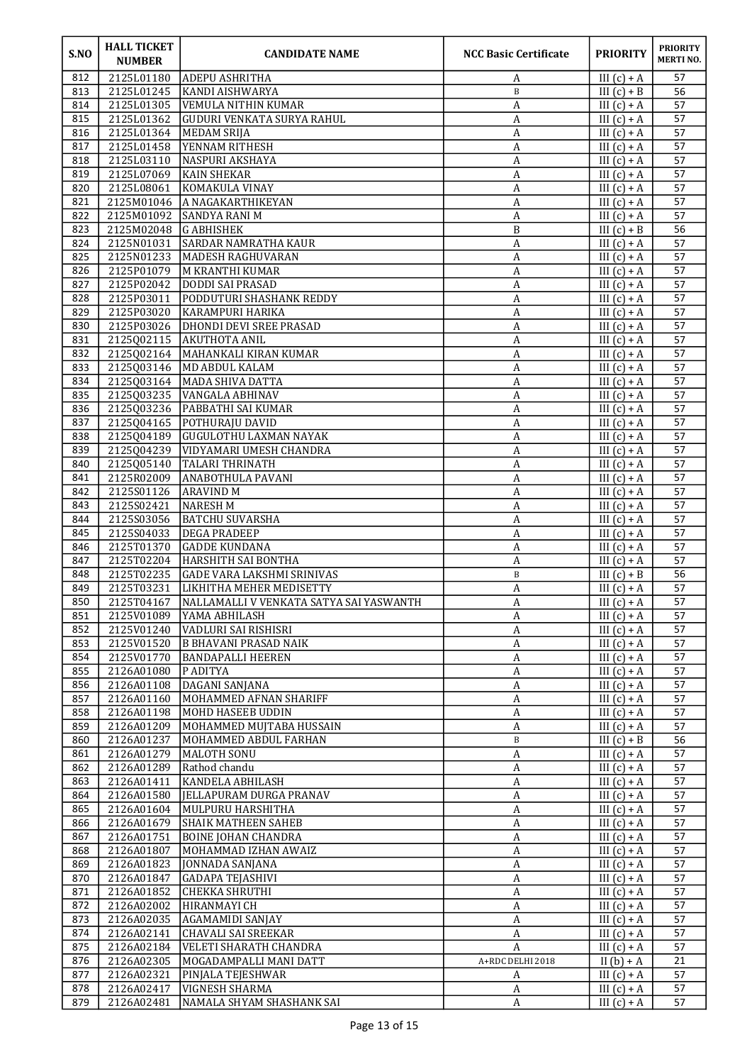| S.NO | HALL TICKET NUMBER | CANDIDATE NAME | NCC Basic Certificate | PRIORITY | PRIORITY MERTI NO. |
|---|---|---|---|---|---|
| 812 | 2125L01180 | ADEPU ASHRITHA | A | III (c) + A | 57 |
| 813 | 2125L01245 | KANDI AISHWARYA | B | III (c) + B | 56 |
| 814 | 2125L01305 | VEMULA NITHIN KUMAR | A | III (c) + A | 57 |
| 815 | 2125L01362 | GUDURI VENKATA SURYA RAHUL | A | III (c) + A | 57 |
| 816 | 2125L01364 | MEDAM SRIJA | A | III (c) + A | 57 |
| 817 | 2125L01458 | YENNAM RITHESH | A | III (c) + A | 57 |
| 818 | 2125L03110 | NASPURI AKSHAYA | A | III (c) + A | 57 |
| 819 | 2125L07069 | KAIN SHEKAR | A | III (c) + A | 57 |
| 820 | 2125L08061 | KOMAKULA VINAY | A | III (c) + A | 57 |
| 821 | 2125M01046 | A NAGAKARTHIKEYAN | A | III (c) + A | 57 |
| 822 | 2125M01092 | SANDYA RANI M | A | III (c) + A | 57 |
| 823 | 2125M02048 | G ABHISHEK | B | III (c) + B | 56 |
| 824 | 2125N01031 | SARDAR NAMRATHA KAUR | A | III (c) + A | 57 |
| 825 | 2125N01233 | MADESH RAGHUVARAN | A | III (c) + A | 57 |
| 826 | 2125P01079 | M KRANTHI KUMAR | A | III (c) + A | 57 |
| 827 | 2125P02042 | DODDI SAI PRASAD | A | III (c) + A | 57 |
| 828 | 2125P03011 | PODDUTURI SHASHANK REDDY | A | III (c) + A | 57 |
| 829 | 2125P03020 | KARAMPURI HARIKA | A | III (c) + A | 57 |
| 830 | 2125P03026 | DHONDI DEVI SREE PRASAD | A | III (c) + A | 57 |
| 831 | 2125Q02115 | AKUTHOTA ANIL | A | III (c) + A | 57 |
| 832 | 2125Q02164 | MAHANKALI KIRAN KUMAR | A | III (c) + A | 57 |
| 833 | 2125Q03146 | MD ABDUL KALAM | A | III (c) + A | 57 |
| 834 | 2125Q03164 | MADA SHIVA DATTA | A | III (c) + A | 57 |
| 835 | 2125Q03235 | VANGALA ABHINAV | A | III (c) + A | 57 |
| 836 | 2125Q03236 | PABBATHI SAI KUMAR | A | III (c) + A | 57 |
| 837 | 2125Q04165 | POTHURAJU DAVID | A | III (c) + A | 57 |
| 838 | 2125Q04189 | GUGULOTHU LAXMAN NAYAK | A | III (c) + A | 57 |
| 839 | 2125Q04239 | VIDYAMARI UMESH CHANDRA | A | III (c) + A | 57 |
| 840 | 2125Q05140 | TALARI THRINATH | A | III (c) + A | 57 |
| 841 | 2125R02009 | ANABOTHULA PAVANI | A | III (c) + A | 57 |
| 842 | 2125S01126 | ARAVIND M | A | III (c) + A | 57 |
| 843 | 2125S02421 | NARESH M | A | III (c) + A | 57 |
| 844 | 2125S03056 | BATCHU SUVARSHA | A | III (c) + A | 57 |
| 845 | 2125S04033 | DEGA PRADEEP | A | III (c) + A | 57 |
| 846 | 2125T01370 | GADDE KUNDANA | A | III (c) + A | 57 |
| 847 | 2125T02204 | HARSHITH SAI BONTHA | A | III (c) + A | 57 |
| 848 | 2125T02235 | GADE VARA LAKSHMI SRINIVAS | B | III (c) + B | 56 |
| 849 | 2125T03231 | LIKHITHA MEHER MEDISETTY | A | III (c) + A | 57 |
| 850 | 2125T04167 | NALLAMALLI V VENKATA SATYA SAI YASWANTH | A | III (c) + A | 57 |
| 851 | 2125V01089 | YAMA ABHILASH | A | III (c) + A | 57 |
| 852 | 2125V01240 | VADLURI SAI RISHISRI | A | III (c) + A | 57 |
| 853 | 2125V01520 | B BHAVANI PRASAD NAIK | A | III (c) + A | 57 |
| 854 | 2125V01770 | BANDAPALLI HEEREN | A | III (c) + A | 57 |
| 855 | 2126A01080 | P ADITYA | A | III (c) + A | 57 |
| 856 | 2126A01108 | DAGANI SANJANA | A | III (c) + A | 57 |
| 857 | 2126A01160 | MOHAMMED AFNAN SHARIFF | A | III (c) + A | 57 |
| 858 | 2126A01198 | MOHD HASEEB UDDIN | A | III (c) + A | 57 |
| 859 | 2126A01209 | MOHAMMED MUJTABA HUSSAIN | A | III (c) + A | 57 |
| 860 | 2126A01237 | MOHAMMED ABDUL FARHAN | B | III (c) + B | 56 |
| 861 | 2126A01279 | MALOTH SONU | A | III (c) + A | 57 |
| 862 | 2126A01289 | Rathod chandu | A | III (c) + A | 57 |
| 863 | 2126A01411 | KANDELA ABHILASH | A | III (c) + A | 57 |
| 864 | 2126A01580 | JELLAPURAM DURGA PRANAV | A | III (c) + A | 57 |
| 865 | 2126A01604 | MULPURU HARSHITHA | A | III (c) + A | 57 |
| 866 | 2126A01679 | SHAIK MATHEEN SAHEB | A | III (c) + A | 57 |
| 867 | 2126A01751 | BOINE JOHAN CHANDRA | A | III (c) + A | 57 |
| 868 | 2126A01807 | MOHAMMAD IZHAN AWAIZ | A | III (c) + A | 57 |
| 869 | 2126A01823 | JONNADA SANJANA | A | III (c) + A | 57 |
| 870 | 2126A01847 | GADAPA TEJASHIVI | A | III (c) + A | 57 |
| 871 | 2126A01852 | CHEKKA SHRUTHI | A | III (c) + A | 57 |
| 872 | 2126A02002 | HIRANMAYI CH | A | III (c) + A | 57 |
| 873 | 2126A02035 | AGAMAMIDI SANJAY | A | III (c) + A | 57 |
| 874 | 2126A02141 | CHAVALI SAI SREEKAR | A | III (c) + A | 57 |
| 875 | 2126A02184 | VELETI SHARATH CHANDRA | A | III (c) + A | 57 |
| 876 | 2126A02305 | MOGADAMPALLI MANI DATT | A+RDC DELHI 2018 | II (b) + A | 21 |
| 877 | 2126A02321 | PINJALA TEJESHWAR | A | III (c) + A | 57 |
| 878 | 2126A02417 | VIGNESH SHARMA | A | III (c) + A | 57 |
| 879 | 2126A02481 | NAMALA SHYAM SHASHANK SAI | A | III (c) + A | 57 |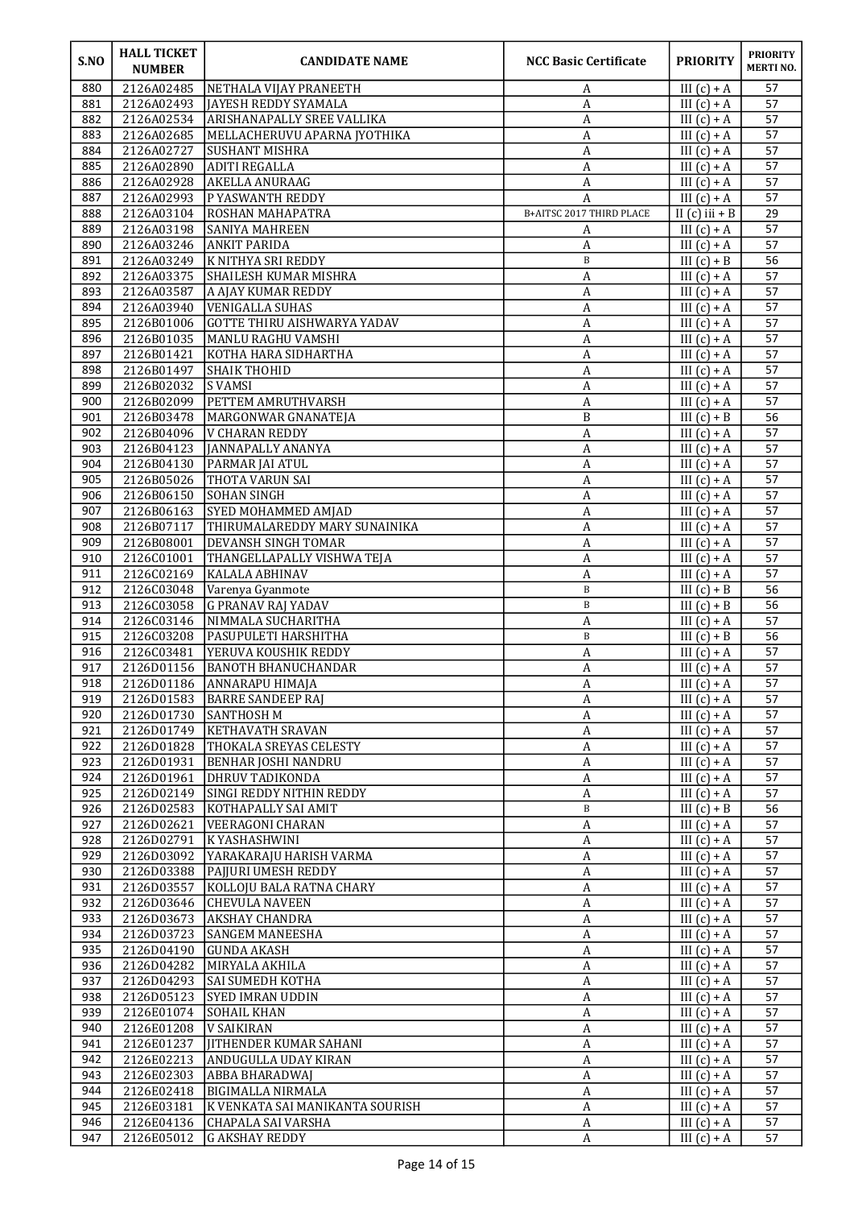| S.NO | HALL TICKET NUMBER | CANDIDATE NAME | NCC Basic Certificate | PRIORITY | PRIORITY MERTI NO. |
|---|---|---|---|---|---|
| 880 | 2126A02485 | NETHALA VIJAY PRANEETH | A | III (c) + A | 57 |
| 881 | 2126A02493 | JAYESH REDDY SYAMALA | A | III (c) + A | 57 |
| 882 | 2126A02534 | ARISHANAPALLY SREE VALLIKA | A | III (c) + A | 57 |
| 883 | 2126A02685 | MELLACHERUVU APARNA JYOTHIKA | A | III (c) + A | 57 |
| 884 | 2126A02727 | SUSHANT MISHRA | A | III (c) + A | 57 |
| 885 | 2126A02890 | ADITI REGALLA | A | III (c) + A | 57 |
| 886 | 2126A02928 | AKELLA ANURAAG | A | III (c) + A | 57 |
| 887 | 2126A02993 | P YASWANTH REDDY | A | III (c) + A | 57 |
| 888 | 2126A03104 | ROSHAN MAHAPATRA | B+AITSC 2017 THIRD PLACE | II (c) iii + B | 29 |
| 889 | 2126A03198 | SANIYA MAHREEN | A | III (c) + A | 57 |
| 890 | 2126A03246 | ANKIT PARIDA | A | III (c) + A | 57 |
| 891 | 2126A03249 | K NITHYA SRI REDDY | B | III (c) + B | 56 |
| 892 | 2126A03375 | SHAILESH KUMAR MISHRA | A | III (c) + A | 57 |
| 893 | 2126A03587 | A AJAY KUMAR REDDY | A | III (c) + A | 57 |
| 894 | 2126A03940 | VENIGALLA SUHAS | A | III (c) + A | 57 |
| 895 | 2126B01006 | GOTTE THIRU AISHWARYA YADAV | A | III (c) + A | 57 |
| 896 | 2126B01035 | MANLU RAGHU VAMSHI | A | III (c) + A | 57 |
| 897 | 2126B01421 | KOTHA HARA SIDHARTHA | A | III (c) + A | 57 |
| 898 | 2126B01497 | SHAIK THOHID | A | III (c) + A | 57 |
| 899 | 2126B02032 | S VAMSI | A | III (c) + A | 57 |
| 900 | 2126B02099 | PETTEM AMRUTHVARSH | A | III (c) + A | 57 |
| 901 | 2126B03478 | MARGONWAR GNANATEJA | B | III (c) + B | 56 |
| 902 | 2126B04096 | V CHARAN REDDY | A | III (c) + A | 57 |
| 903 | 2126B04123 | JANNAPALLY ANANYA | A | III (c) + A | 57 |
| 904 | 2126B04130 | PARMAR JAI ATUL | A | III (c) + A | 57 |
| 905 | 2126B05026 | THOTA VARUN SAI | A | III (c) + A | 57 |
| 906 | 2126B06150 | SOHAN SINGH | A | III (c) + A | 57 |
| 907 | 2126B06163 | SYED MOHAMMED AMJAD | A | III (c) + A | 57 |
| 908 | 2126B07117 | THIRUMALAREDDY MARY SUNAINIKA | A | III (c) + A | 57 |
| 909 | 2126B08001 | DEVANSH SINGH TOMAR | A | III (c) + A | 57 |
| 910 | 2126C01001 | THANGELLAPALLY VISHWA TEJA | A | III (c) + A | 57 |
| 911 | 2126C02169 | KALALA ABHINAV | A | III (c) + A | 57 |
| 912 | 2126C03048 | Varenya Gyanmote | B | III (c) + B | 56 |
| 913 | 2126C03058 | G PRANAV RAJ YADAV | B | III (c) + B | 56 |
| 914 | 2126C03146 | NIMMALA SUCHARITHA | A | III (c) + A | 57 |
| 915 | 2126C03208 | PASUPULETI HARSHITHA | B | III (c) + B | 56 |
| 916 | 2126C03481 | YERUVA KOUSHIK REDDY | A | III (c) + A | 57 |
| 917 | 2126D01156 | BANOTH BHANUCHANDAR | A | III (c) + A | 57 |
| 918 | 2126D01186 | ANNARAPU HIMAJA | A | III (c) + A | 57 |
| 919 | 2126D01583 | BARRE SANDEEP RAJ | A | III (c) + A | 57 |
| 920 | 2126D01730 | SANTHOSH M | A | III (c) + A | 57 |
| 921 | 2126D01749 | KETHAVATH SRAVAN | A | III (c) + A | 57 |
| 922 | 2126D01828 | THOKALA SREYAS CELESTY | A | III (c) + A | 57 |
| 923 | 2126D01931 | BENHAR JOSHI NANDRU | A | III (c) + A | 57 |
| 924 | 2126D01961 | DHRUV TADIKONDA | A | III (c) + A | 57 |
| 925 | 2126D02149 | SINGI REDDY NITHIN REDDY | A | III (c) + A | 57 |
| 926 | 2126D02583 | KOTHAPALLY SAI AMIT | B | III (c) + B | 56 |
| 927 | 2126D02621 | VEERAGONI CHARAN | A | III (c) + A | 57 |
| 928 | 2126D02791 | K YASHASHWINI | A | III (c) + A | 57 |
| 929 | 2126D03092 | YARAKARAJU HARISH VARMA | A | III (c) + A | 57 |
| 930 | 2126D03388 | PAJJURI UMESH REDDY | A | III (c) + A | 57 |
| 931 | 2126D03557 | KOLLOJU BALA RATNA CHARY | A | III (c) + A | 57 |
| 932 | 2126D03646 | CHEVULA NAVEEN | A | III (c) + A | 57 |
| 933 | 2126D03673 | AKSHAY CHANDRA | A | III (c) + A | 57 |
| 934 | 2126D03723 | SANGEM MANEESHA | A | III (c) + A | 57 |
| 935 | 2126D04190 | GUNDA AKASH | A | III (c) + A | 57 |
| 936 | 2126D04282 | MIRYALA AKHILA | A | III (c) + A | 57 |
| 937 | 2126D04293 | SAI SUMEDH KOTHA | A | III (c) + A | 57 |
| 938 | 2126D05123 | SYED IMRAN UDDIN | A | III (c) + A | 57 |
| 939 | 2126E01074 | SOHAIL KHAN | A | III (c) + A | 57 |
| 940 | 2126E01208 | V SAIKIRAN | A | III (c) + A | 57 |
| 941 | 2126E01237 | JITHENDER KUMAR SAHANI | A | III (c) + A | 57 |
| 942 | 2126E02213 | ANDUGULLA UDAY KIRAN | A | III (c) + A | 57 |
| 943 | 2126E02303 | ABBA BHARADWAJ | A | III (c) + A | 57 |
| 944 | 2126E02418 | BIGIMALLA NIRMALA | A | III (c) + A | 57 |
| 945 | 2126E03181 | K VENKATA SAI MANIKANTA SOURISH | A | III (c) + A | 57 |
| 946 | 2126E04136 | CHAPALA SAI VARSHA | A | III (c) + A | 57 |
| 947 | 2126E05012 | G AKSHAY REDDY | A | III (c) + A | 57 |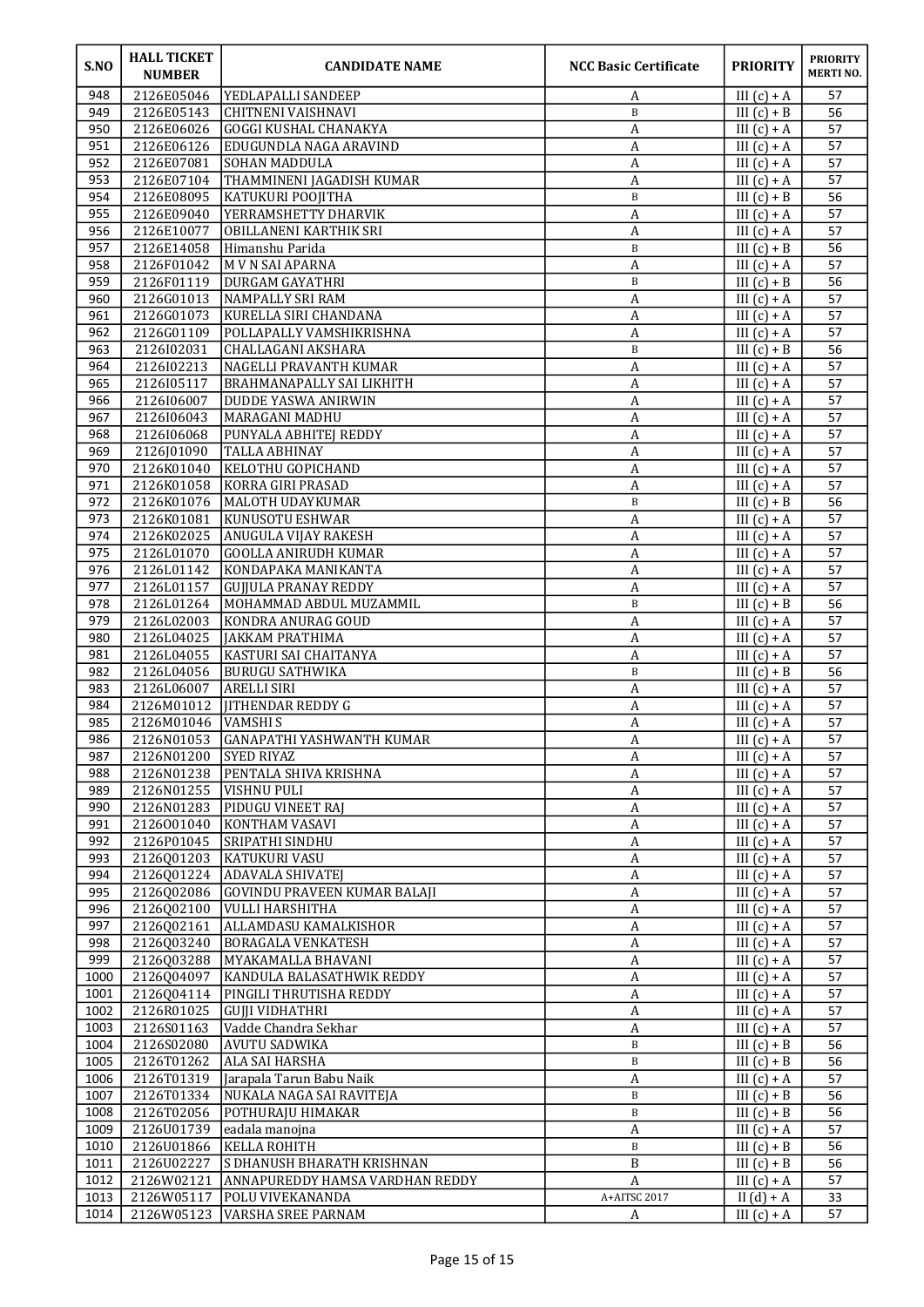| S.NO | HALL TICKET NUMBER | CANDIDATE NAME | NCC Basic Certificate | PRIORITY | PRIORITY MERTI NO. |
|---|---|---|---|---|---|
| 948 | 2126E05046 | YEDLAPALLI SANDEEP | A | III (c) + A | 57 |
| 949 | 2126E05143 | CHITNENI VAISHNAVI | B | III (c) + B | 56 |
| 950 | 2126E06026 | GOGGI KUSHAL CHANAKYA | A | III (c) + A | 57 |
| 951 | 2126E06126 | EDUGUNDLA NAGA ARAVIND | A | III (c) + A | 57 |
| 952 | 2126E07081 | SOHAN MADDULA | A | III (c) + A | 57 |
| 953 | 2126E07104 | THAMMINENI JAGADISH KUMAR | A | III (c) + A | 57 |
| 954 | 2126E08095 | KATUKURI POOJITHA | B | III (c) + B | 56 |
| 955 | 2126E09040 | YERRAMSHETTY DHARVIK | A | III (c) + A | 57 |
| 956 | 2126E10077 | OBILLANENI KARTHIK SRI | A | III (c) + A | 57 |
| 957 | 2126E14058 | Himanshu Parida | B | III (c) + B | 56 |
| 958 | 2126F01042 | M V N SAI APARNA | A | III (c) + A | 57 |
| 959 | 2126F01119 | DURGAM GAYATHRI | B | III (c) + B | 56 |
| 960 | 2126G01013 | NAMPALLY SRI RAM | A | III (c) + A | 57 |
| 961 | 2126G01073 | KURELLA SIRI CHANDANA | A | III (c) + A | 57 |
| 962 | 2126G01109 | POLLAPALLY VAMSHIKRISHNA | A | III (c) + A | 57 |
| 963 | 2126I02031 | CHALLAGANI AKSHARA | B | III (c) + B | 56 |
| 964 | 2126I02213 | NAGELLI PRAVANTH KUMAR | A | III (c) + A | 57 |
| 965 | 2126I05117 | BRAHMANAPALLY SAI LIKHITH | A | III (c) + A | 57 |
| 966 | 2126I06007 | DUDDE YASWA ANIRWIN | A | III (c) + A | 57 |
| 967 | 2126I06043 | MARAGANI MADHU | A | III (c) + A | 57 |
| 968 | 2126I06068 | PUNYALA ABHITEJ REDDY | A | III (c) + A | 57 |
| 969 | 2126J01090 | TALLA ABHINAY | A | III (c) + A | 57 |
| 970 | 2126K01040 | KELOTHU GOPICHAND | A | III (c) + A | 57 |
| 971 | 2126K01058 | KORRA GIRI PRASAD | A | III (c) + A | 57 |
| 972 | 2126K01076 | MALOTH UDAYKUMAR | B | III (c) + B | 56 |
| 973 | 2126K01081 | KUNUSOTU ESHWAR | A | III (c) + A | 57 |
| 974 | 2126K02025 | ANUGULA VIJAY RAKESH | A | III (c) + A | 57 |
| 975 | 2126L01070 | GOOLLA ANIRUDH KUMAR | A | III (c) + A | 57 |
| 976 | 2126L01142 | KONDAPAKA MANIKANTA | A | III (c) + A | 57 |
| 977 | 2126L01157 | GUJJULA PRANAY REDDY | A | III (c) + A | 57 |
| 978 | 2126L01264 | MOHAMMAD ABDUL MUZAMMIL | B | III (c) + B | 56 |
| 979 | 2126L02003 | KONDRA ANURAG GOUD | A | III (c) + A | 57 |
| 980 | 2126L04025 | JAKKAM PRATHIMA | A | III (c) + A | 57 |
| 981 | 2126L04055 | KASTURI SAI CHAITANYA | A | III (c) + A | 57 |
| 982 | 2126L04056 | BURUGU SATHWIKA | B | III (c) + B | 56 |
| 983 | 2126L06007 | ARELLI SIRI | A | III (c) + A | 57 |
| 984 | 2126M01012 | JITHENDAR REDDY G | A | III (c) + A | 57 |
| 985 | 2126M01046 | VAMSHI S | A | III (c) + A | 57 |
| 986 | 2126N01053 | GANAPATHI YASHWANTH KUMAR | A | III (c) + A | 57 |
| 987 | 2126N01200 | SYED RIYAZ | A | III (c) + A | 57 |
| 988 | 2126N01238 | PENTALA SHIVA KRISHNA | A | III (c) + A | 57 |
| 989 | 2126N01255 | VISHNU PULI | A | III (c) + A | 57 |
| 990 | 2126N01283 | PIDUGU VINEET RAJ | A | III (c) + A | 57 |
| 991 | 2126O01040 | KONTHAM VASAVI | A | III (c) + A | 57 |
| 992 | 2126P01045 | SRIPATHI SINDHU | A | III (c) + A | 57 |
| 993 | 2126Q01203 | KATUKURI VASU | A | III (c) + A | 57 |
| 994 | 2126Q01224 | ADAVALA SHIVATEJ | A | III (c) + A | 57 |
| 995 | 2126Q02086 | GOVINDU PRAVEEN KUMAR BALAJI | A | III (c) + A | 57 |
| 996 | 2126Q02100 | VULLI HARSHITHA | A | III (c) + A | 57 |
| 997 | 2126Q02161 | ALLAMDASU KAMALKISHOR | A | III (c) + A | 57 |
| 998 | 2126Q03240 | BORAGALA VENKATESH | A | III (c) + A | 57 |
| 999 | 2126Q03288 | MYAKAMALLA BHAVANI | A | III (c) + A | 57 |
| 1000 | 2126Q04097 | KANDULA BALASATHWIK REDDY | A | III (c) + A | 57 |
| 1001 | 2126Q04114 | PINGILI THRUTISHA REDDY | A | III (c) + A | 57 |
| 1002 | 2126R01025 | GUJJI VIDHATHRI | A | III (c) + A | 57 |
| 1003 | 2126S01163 | Vadde Chandra Sekhar | A | III (c) + A | 57 |
| 1004 | 2126S02080 | AVUTU SADWIKA | B | III (c) + B | 56 |
| 1005 | 2126T01262 | ALA SAI HARSHA | B | III (c) + B | 56 |
| 1006 | 2126T01319 | Jarapala Tarun Babu Naik | A | III (c) + A | 57 |
| 1007 | 2126T01334 | NUKALA NAGA SAI RAVITEJA | B | III (c) + B | 56 |
| 1008 | 2126T02056 | POTHURAJU HIMAKAR | B | III (c) + B | 56 |
| 1009 | 2126U01739 | eadala manojna | A | III (c) + A | 57 |
| 1010 | 2126U01866 | KELLA ROHITH | B | III (c) + B | 56 |
| 1011 | 2126U02227 | S DHANUSH BHARATH KRISHNAN | B | III (c) + B | 56 |
| 1012 | 2126W02121 | ANNAPUREDDY HAMSA VARDHAN REDDY | A | III (c) + A | 57 |
| 1013 | 2126W05117 | POLU VIVEKANANDA | A+AITSC 2017 | II (d) + A | 33 |
| 1014 | 2126W05123 | VARSHA SREE PARNAM | A | III (c) + A | 57 |